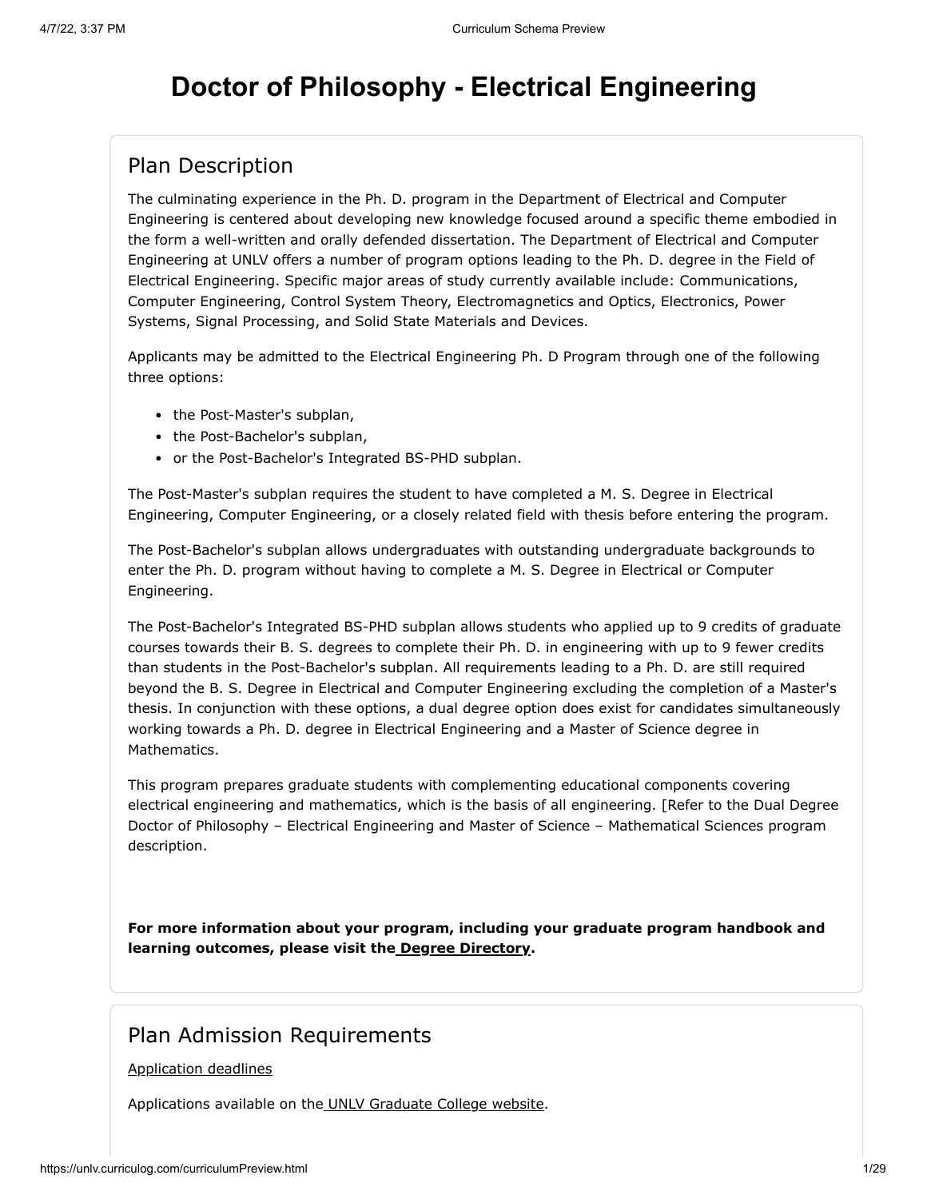# Doctor of Philosophy - Electrical Engineering

## Plan Description

The culminating experience in the Ph. D. program in the Department of Electrical and Computer Engineering is centered about developing new knowledge focused around a specific theme embodied in the form a well-written and orally defended dissertation. The Department of Electrical and Computer Engineering at UNLV offers a number of program options leading to the Ph. D. degree in the Field of Electrical Engineering. Specific major areas of study currently available include: Communications, Computer Engineering, Control System Theory, Electromagnetics and Optics, Electronics, Power Systems, Signal Processing, and Solid State Materials and Devices.

Applicants may be admitted to the Electrical Engineering Ph. D Program through one of the following three options:

- the Post-Master's subplan,
- the Post-Bachelor's subplan,
- or the Post-Bachelor's Integrated BS-PHD subplan.

The Post-Master's subplan requires the student to have completed a M. S. Degree in Electrical Engineering, Computer Engineering, or a closely related field with thesis before entering the program.

The Post-Bachelor's subplan allows undergraduates with outstanding undergraduate backgrounds to enter the Ph. D. program without having to complete a M. S. Degree in Electrical or Computer Engineering.

The Post-Bachelor's Integrated BS-PHD subplan allows students who applied up to 9 credits of graduate courses towards their B. S. degrees to complete their Ph. D. in engineering with up to 9 fewer credits than students in the Post-Bachelor's subplan. All requirements leading to a Ph. D. are still required beyond the B. S. Degree in Electrical and Computer Engineering excluding the completion of a Master's thesis. In conjunction with these options, a dual degree option does exist for candidates simultaneously working towards a Ph. D. degree in Electrical Engineering and a Master of Science degree in Mathematics.

This program prepares graduate students with complementing educational components covering electrical engineering and mathematics, which is the basis of all engineering. [Refer to the Dual Degree Doctor of Philosophy – Electrical Engineering and Master of Science – Mathematical Sciences program description.

**For more information about your program, including your graduate program handbook and learning outcomes, please visit the Degree Directory.**

## Plan Admission Requirements

Application deadlines

Applications available on the UNLV Graduate College website.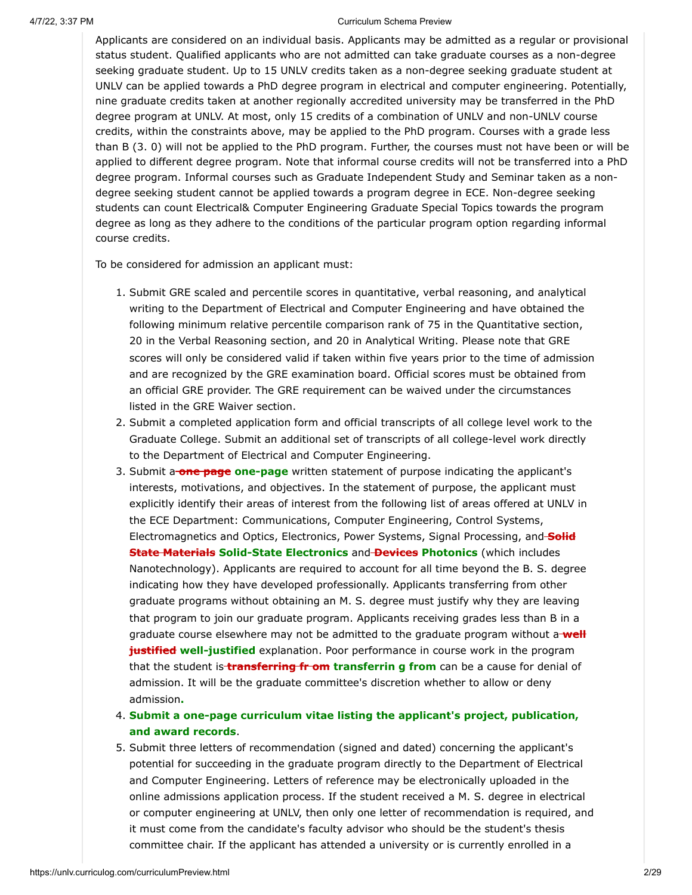Applicants are considered on an individual basis. Applicants may be admitted as a regular or provisional status student. Qualified applicants who are not admitted can take graduate courses as a non-degree seeking graduate student. Up to 15 UNLV credits taken as a non-degree seeking graduate student at UNLV can be applied towards a PhD degree program in electrical and computer engineering. Potentially, nine graduate credits taken at another regionally accredited university may be transferred in the PhD degree program at UNLV. At most, only 15 credits of a combination of UNLV and non-UNLV course credits, within the constraints above, may be applied to the PhD program. Courses with a grade less than B (3. 0) will not be applied to the PhD program. Further, the courses must not have been or will be applied to different degree program. Note that informal course credits will not be transferred into a PhD degree program. Informal courses such as Graduate Independent Study and Seminar taken as a non-degree seeking student cannot be applied towards a program degree in ECE. Non-degree seeking students can count Electrical& Computer Engineering Graduate Special Topics towards the program degree as long as they adhere to the conditions of the particular program option regarding informal course credits.

To be considered for admission an applicant must:

1. Submit GRE scaled and percentile scores in quantitative, verbal reasoning, and analytical writing to the Department of Electrical and Computer Engineering and have obtained the following minimum relative percentile comparison rank of 75 in the Quantitative section, 20 in the Verbal Reasoning section, and 20 in Analytical Writing. Please note that GRE scores will only be considered valid if taken within five years prior to the time of admission and are recognized by the GRE examination board. Official scores must be obtained from an official GRE provider. The GRE requirement can be waived under the circumstances listed in the GRE Waiver section.
2. Submit a completed application form and official transcripts of all college level work to the Graduate College. Submit an additional set of transcripts of all college-level work directly to the Department of Electrical and Computer Engineering.
3. Submit a ~~one page~~ **one-page** written statement of purpose indicating the applicant's interests, motivations, and objectives. In the statement of purpose, the applicant must explicitly identify their areas of interest from the following list of areas offered at UNLV in the ECE Department: Communications, Computer Engineering, Control Systems, Electromagnetics and Optics, Electronics, Power Systems, Signal Processing, and ~~Solid State Materials~~ **Solid-State Electronics** and ~~Devices~~ **Photonics** (which includes Nanotechnology). Applicants are required to account for all time beyond the B. S. degree indicating how they have developed professionally. Applicants transferring from other graduate programs without obtaining an M. S. degree must justify why they are leaving that program to join our graduate program. Applicants receiving grades less than B in a graduate course elsewhere may not be admitted to the graduate program without a ~~well justified~~ **well-justified** explanation. Poor performance in course work in the program that the student is ~~transferring fr om~~ **transferrin g from** can be a cause for denial of admission. It will be the graduate committee's discretion whether to allow or deny admission**.**
4. **Submit a one-page curriculum vitae listing the applicant's project, publication, and award records**.
5. Submit three letters of recommendation (signed and dated) concerning the applicant's potential for succeeding in the graduate program directly to the Department of Electrical and Computer Engineering. Letters of reference may be electronically uploaded in the online admissions application process. If the student received a M. S. degree in electrical or computer engineering at UNLV, then only one letter of recommendation is required, and it must come from the candidate's faculty advisor who should be the student's thesis committee chair. If the applicant has attended a university or is currently enrolled in a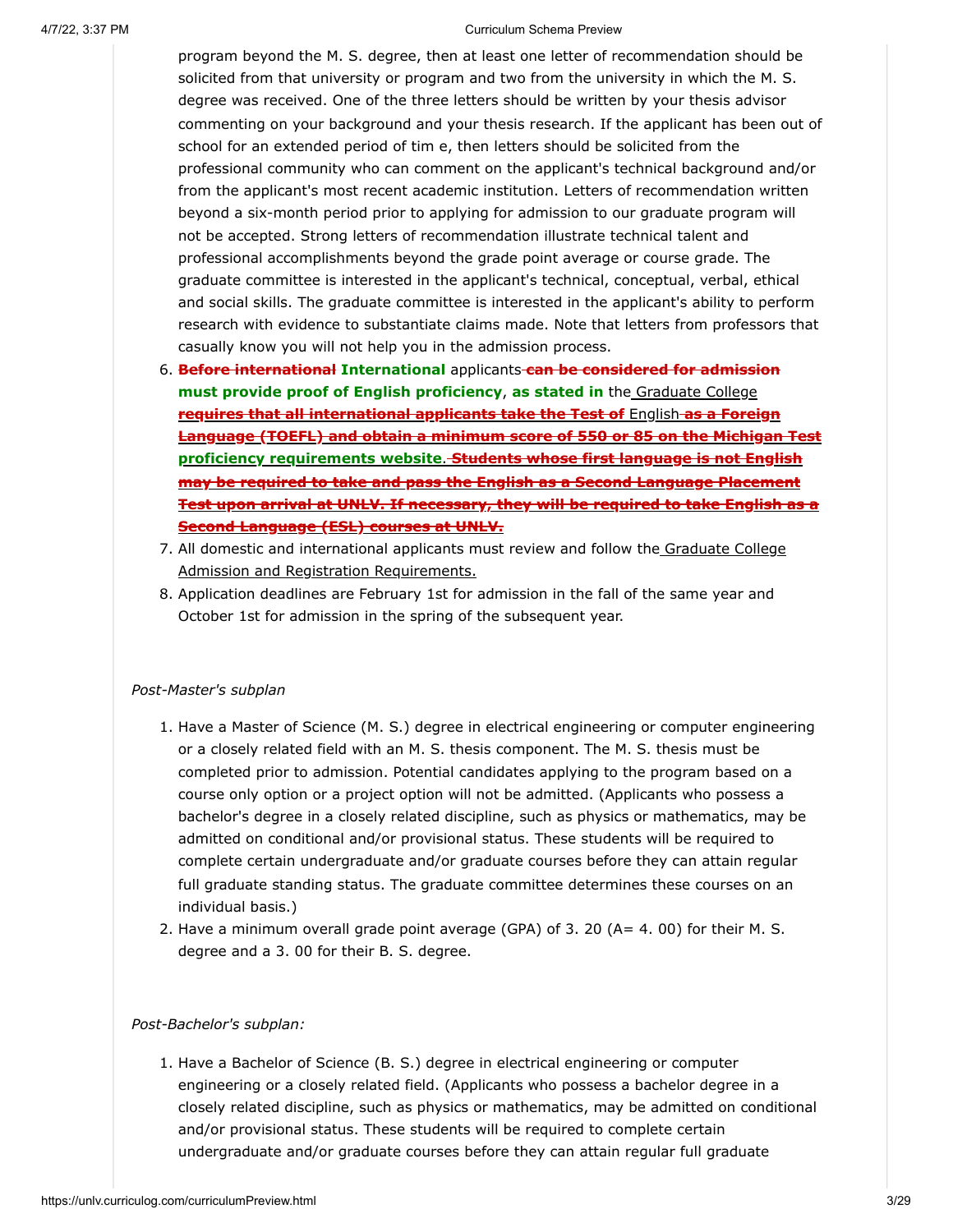program beyond the M. S. degree, then at least one letter of recommendation should be solicited from that university or program and two from the university in which the M. S. degree was received. One of the three letters should be written by your thesis advisor commenting on your background and your thesis research. If the applicant has been out of school for an extended period of tim e, then letters should be solicited from the professional community who can comment on the applicant's technical background and/or from the applicant's most recent academic institution. Letters of recommendation written beyond a six-month period prior to applying for admission to our graduate program will not be accepted. Strong letters of recommendation illustrate technical talent and professional accomplishments beyond the grade point average or course grade. The graduate committee is interested in the applicant's technical, conceptual, verbal, ethical and social skills. The graduate committee is interested in the applicant's ability to perform research with evidence to substantiate claims made. Note that letters from professors that casually know you will not help you in the admission process.

6. ~~**Before international**~~ **International** applicants ~~**can be considered for admission**~~ **must provide proof of English proficiency**, **as stated in** the Graduate College ~~**requires that all international applicants take the Test of**~~ English ~~**as a Foreign Language (TOEFL) and obtain a minimum score of 550 or 85 on the Michigan Test**~~ **proficiency requirements website**. ~~**Students whose first language is not English may be required to take and pass the English as a Second Language Placement Test upon arrival at UNLV. If necessary, they will be required to take English as a Second Language (ESL) courses at UNLV.**~~
7. All domestic and international applicants must review and follow the Graduate College Admission and Registration Requirements.
8. Application deadlines are February 1st for admission in the fall of the same year and October 1st for admission in the spring of the subsequent year.

*Post-Master's subplan*

1. Have a Master of Science (M. S.) degree in electrical engineering or computer engineering or a closely related field with an M. S. thesis component. The M. S. thesis must be completed prior to admission. Potential candidates applying to the program based on a course only option or a project option will not be admitted. (Applicants who possess a bachelor's degree in a closely related discipline, such as physics or mathematics, may be admitted on conditional and/or provisional status. These students will be required to complete certain undergraduate and/or graduate courses before they can attain regular full graduate standing status. The graduate committee determines these courses on an individual basis.)
2. Have a minimum overall grade point average (GPA) of 3. 20 (A= 4. 00) for their M. S. degree and a 3. 00 for their B. S. degree.

*Post-Bachelor's subplan:*

1. Have a Bachelor of Science (B. S.) degree in electrical engineering or computer engineering or a closely related field. (Applicants who possess a bachelor degree in a closely related discipline, such as physics or mathematics, may be admitted on conditional and/or provisional status. These students will be required to complete certain undergraduate and/or graduate courses before they can attain regular full graduate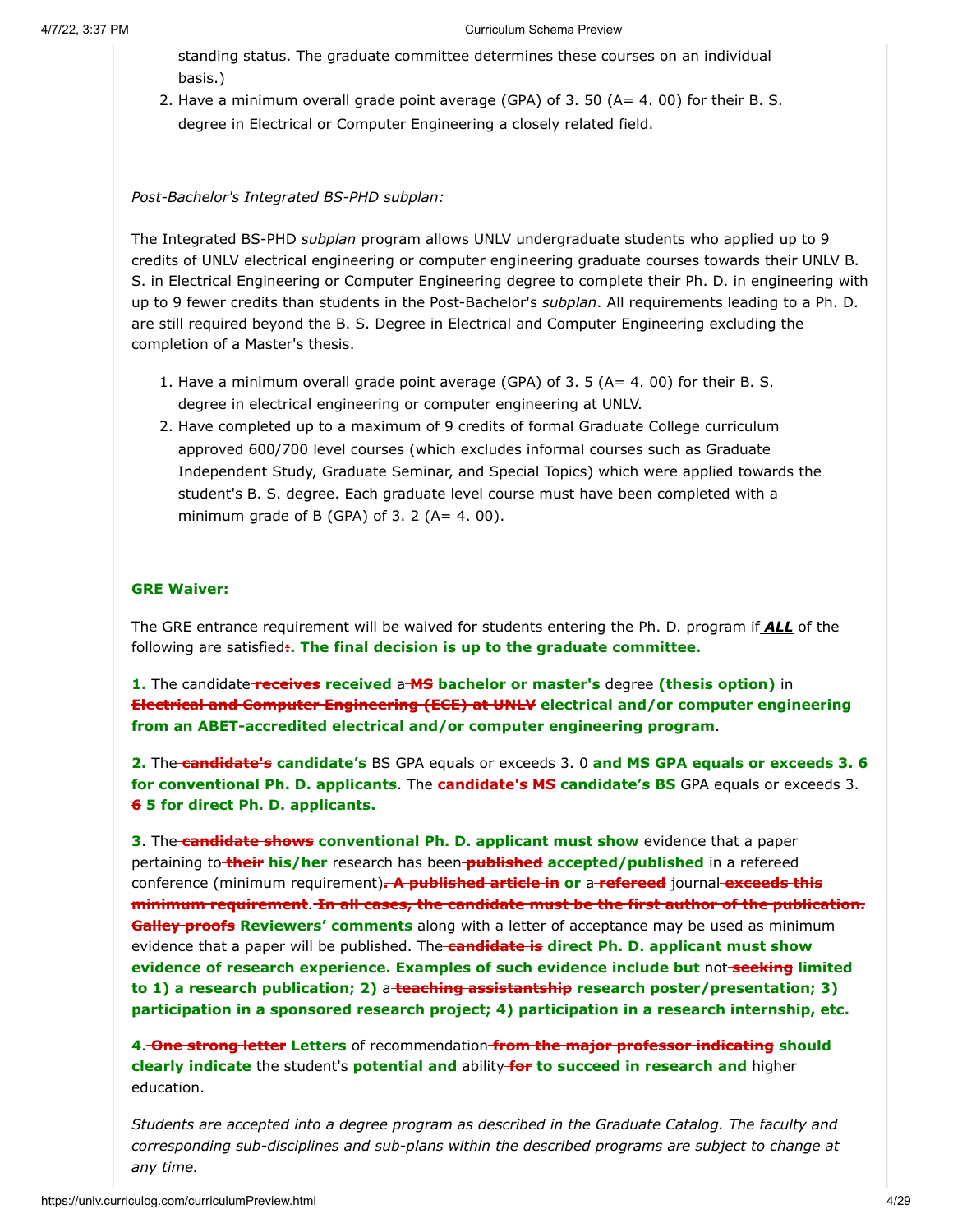standing status. The graduate committee determines these courses on an individual basis.)

2. Have a minimum overall grade point average (GPA) of 3. 50 (A= 4. 00) for their B. S. degree in Electrical or Computer Engineering a closely related field.

*Post-Bachelor's Integrated BS-PHD subplan:*

The Integrated BS-PHD *subplan* program allows UNLV undergraduate students who applied up to 9 credits of UNLV electrical engineering or computer engineering graduate courses towards their UNLV B. S. in Electrical Engineering or Computer Engineering degree to complete their Ph. D. in engineering with up to 9 fewer credits than students in the Post-Bachelor's *subplan*. All requirements leading to a Ph. D. are still required beyond the B. S. Degree in Electrical and Computer Engineering excluding the completion of a Master's thesis.

1. Have a minimum overall grade point average (GPA) of 3. 5 (A= 4. 00) for their B. S. degree in electrical engineering or computer engineering at UNLV.
2. Have completed up to a maximum of 9 credits of formal Graduate College curriculum approved 600/700 level courses (which excludes informal courses such as Graduate Independent Study, Graduate Seminar, and Special Topics) which were applied towards the student's B. S. degree. Each graduate level course must have been completed with a minimum grade of B (GPA) of 3. 2 (A= 4. 00).

**GRE Waiver:**

The GRE entrance requirement will be waived for students entering the Ph. D. program if ***ALL*** of the following are satisfied~~:~~**. The final decision is up to the graduate committee.**

**1.** The candidate ~~**receives**~~ **received** a ~~**MS**~~ **bachelor or master's** degree **(thesis option)** in ~~**Electrical and Computer Engineering (ECE) at UNLV**~~ **electrical and/or computer engineering from an ABET-accredited electrical and/or computer engineering program**.

**2.** The ~~**candidate's**~~ **candidate's** BS GPA equals or exceeds 3. 0 **and MS GPA equals or exceeds 3. 6 for conventional Ph. D. applicants**. The ~~**candidate's MS**~~ **candidate's BS** GPA equals or exceeds 3. ~~**6**~~ **5 for direct Ph. D. applicants.**

**3**. The ~~**candidate shows**~~ **conventional Ph. D. applicant must show** evidence that a paper pertaining to ~~**their**~~ **his/her** research has been ~~**published**~~ **accepted/published** in a refereed conference (minimum requirement)~~**. A published article in**~~ **or** a ~~**refereed**~~ journal ~~**exceeds this minimum requirement**~~. ~~**In all cases, the candidate must be the first author of the publication. Galley proofs**~~ **Reviewers' comments** along with a letter of acceptance may be used as minimum evidence that a paper will be published. The ~~**candidate is**~~ **direct Ph. D. applicant must show evidence of research experience. Examples of such evidence include but** not ~~**seeking**~~ **limited to 1) a research publication; 2)** a ~~**teaching assistantship**~~ **research poster/presentation; 3) participation in a sponsored research project; 4) participation in a research internship, etc.**

**4**. ~~**One strong letter**~~ **Letters** of recommendation ~~**from the major professor indicating**~~ **should clearly indicate** the student's **potential and** ability ~~**for**~~ **to succeed in research and** higher education.

*Students are accepted into a degree program as described in the Graduate Catalog. The faculty and corresponding sub-disciplines and sub-plans within the described programs are subject to change at any time.*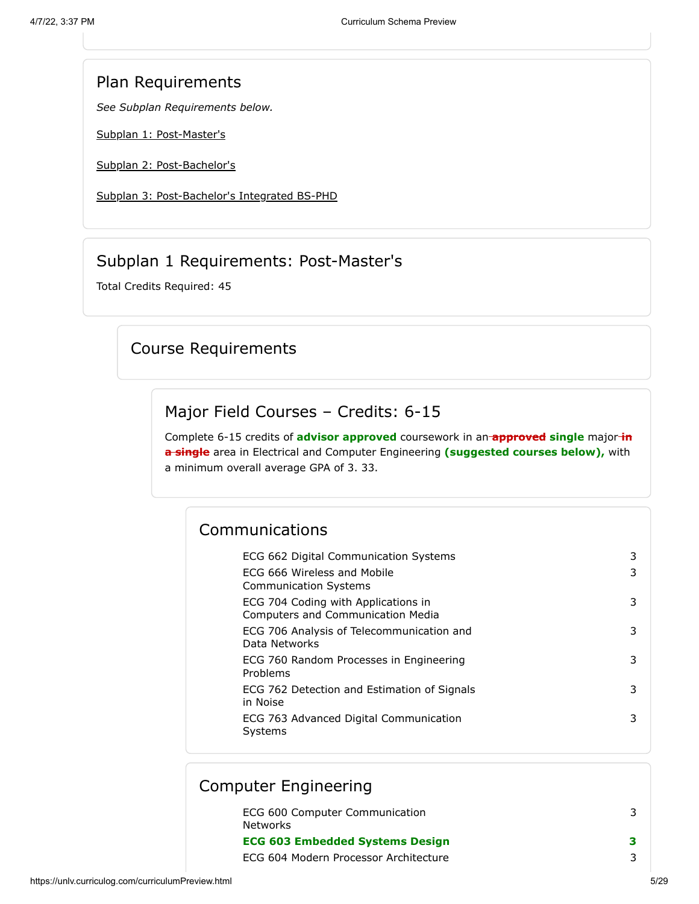## Plan Requirements

*See Subplan Requirements below.*

Subplan 1: Post-Master's

Subplan 2: Post-Bachelor's

Subplan 3: Post-Bachelor's Integrated BS-PHD

## Subplan 1 Requirements: Post-Master's

Total Credits Required: 45

### Course Requirements

#### Major Field Courses – Credits: 6-15

Complete 6-15 credits of **advisor approved** coursework in an ~~approved~~ **single** major ~~in a single~~ area in Electrical and Computer Engineering **(suggested courses below),** with a minimum overall average GPA of 3. 33.

##### Communications

| Course | Credits |
|---|---|
| ECG 662 Digital Communication Systems | 3 |
| ECG 666 Wireless and Mobile Communication Systems | 3 |
| ECG 704 Coding with Applications in Computers and Communication Media | 3 |
| ECG 706 Analysis of Telecommunication and Data Networks | 3 |
| ECG 760 Random Processes in Engineering Problems | 3 |
| ECG 762 Detection and Estimation of Signals in Noise | 3 |
| ECG 763 Advanced Digital Communication Systems | 3 |

##### Computer Engineering

| Course | Credits |
|---|---|
| ECG 600 Computer Communication Networks | 3 |
| **ECG 603 Embedded Systems Design** | **3** |
| ECG 604 Modern Processor Architecture | 3 |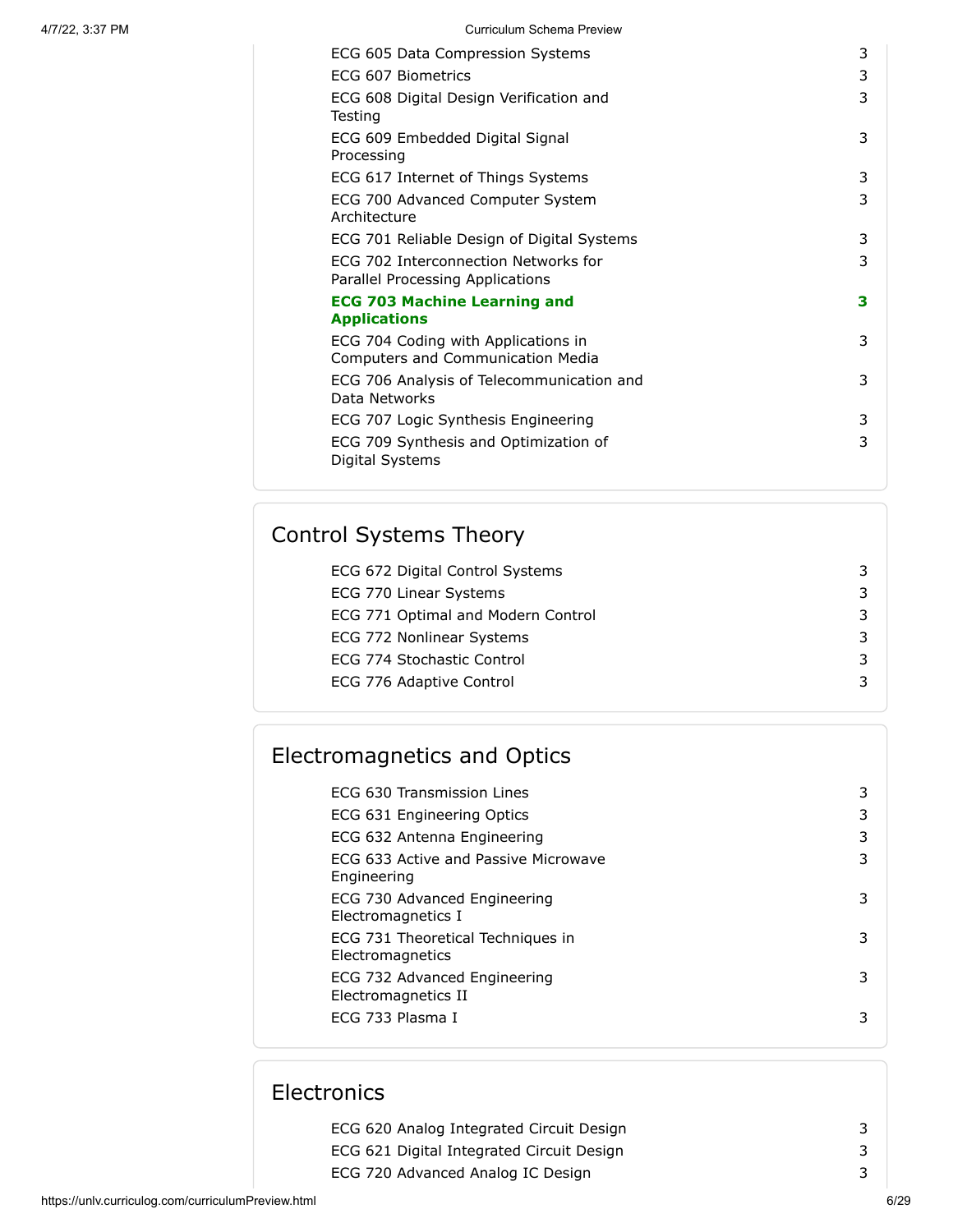| | |
|---|---|
| ECG 605 Data Compression Systems | 3 |
| ECG 607 Biometrics | 3 |
| ECG 608 Digital Design Verification and Testing | 3 |
| ECG 609 Embedded Digital Signal Processing | 3 |
| ECG 617 Internet of Things Systems | 3 |
| ECG 700 Advanced Computer System Architecture | 3 |
| ECG 701 Reliable Design of Digital Systems | 3 |
| ECG 702 Interconnection Networks for Parallel Processing Applications | 3 |
| **ECG 703 Machine Learning and Applications** | **3** |
| ECG 704 Coding with Applications in Computers and Communication Media | 3 |
| ECG 706 Analysis of Telecommunication and Data Networks | 3 |
| ECG 707 Logic Synthesis Engineering | 3 |
| ECG 709 Synthesis and Optimization of Digital Systems | 3 |

## Control Systems Theory

| | |
|---|---|
| ECG 672 Digital Control Systems | 3 |
| ECG 770 Linear Systems | 3 |
| ECG 771 Optimal and Modern Control | 3 |
| ECG 772 Nonlinear Systems | 3 |
| ECG 774 Stochastic Control | 3 |
| ECG 776 Adaptive Control | 3 |

## Electromagnetics and Optics

| | |
|---|---|
| ECG 630 Transmission Lines | 3 |
| ECG 631 Engineering Optics | 3 |
| ECG 632 Antenna Engineering | 3 |
| ECG 633 Active and Passive Microwave Engineering | 3 |
| ECG 730 Advanced Engineering Electromagnetics I | 3 |
| ECG 731 Theoretical Techniques in Electromagnetics | 3 |
| ECG 732 Advanced Engineering Electromagnetics II | 3 |
| ECG 733 Plasma I | 3 |

## Electronics

| | |
|---|---|
| ECG 620 Analog Integrated Circuit Design | 3 |
| ECG 621 Digital Integrated Circuit Design | 3 |
| ECG 720 Advanced Analog IC Design | 3 |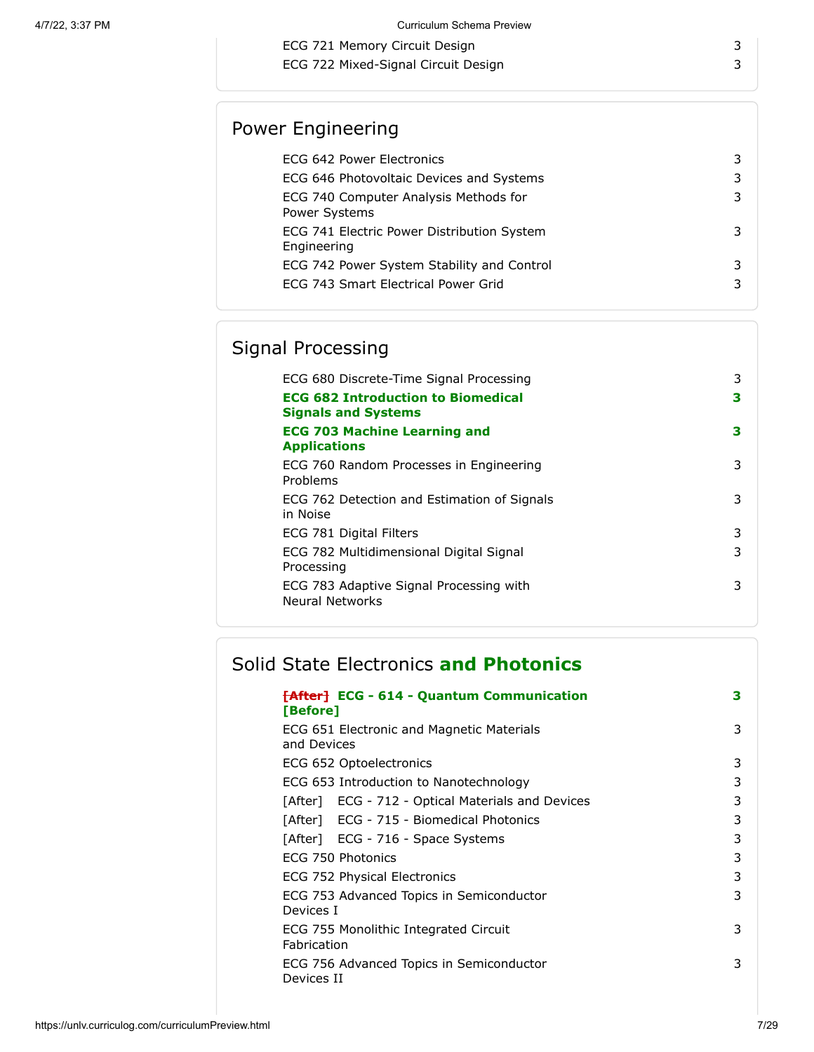| | |
|---|---|
| ECG 721 Memory Circuit Design | 3 |
| ECG 722 Mixed-Signal Circuit Design | 3 |

## Power Engineering

| | |
|---|---|
| ECG 642 Power Electronics | 3 |
| ECG 646 Photovoltaic Devices and Systems | 3 |
| ECG 740 Computer Analysis Methods for Power Systems | 3 |
| ECG 741 Electric Power Distribution System Engineering | 3 |
| ECG 742 Power System Stability and Control | 3 |
| ECG 743 Smart Electrical Power Grid | 3 |

## Signal Processing

| | |
|---|---|
| ECG 680 Discrete-Time Signal Processing | 3 |
| **ECG 682 Introduction to Biomedical Signals and Systems** | **3** |
| **ECG 703 Machine Learning and Applications** | **3** |
| ECG 760 Random Processes in Engineering Problems | 3 |
| ECG 762 Detection and Estimation of Signals in Noise | 3 |
| ECG 781 Digital Filters | 3 |
| ECG 782 Multidimensional Digital Signal Processing | 3 |
| ECG 783 Adaptive Signal Processing with Neural Networks | 3 |

## Solid State Electronics **and Photonics**

| | |
|---|---|
| ~~[After]~~ **ECG - 614 - Quantum Communication [Before]** | **3** |
| ECG 651 Electronic and Magnetic Materials and Devices | 3 |
| ECG 652 Optoelectronics | 3 |
| ECG 653 Introduction to Nanotechnology | 3 |
| [After] ECG - 712 - Optical Materials and Devices | 3 |
| [After] ECG - 715 - Biomedical Photonics | 3 |
| [After] ECG - 716 - Space Systems | 3 |
| ECG 750 Photonics | 3 |
| ECG 752 Physical Electronics | 3 |
| ECG 753 Advanced Topics in Semiconductor Devices I | 3 |
| ECG 755 Monolithic Integrated Circuit Fabrication | 3 |
| ECG 756 Advanced Topics in Semiconductor Devices II | 3 |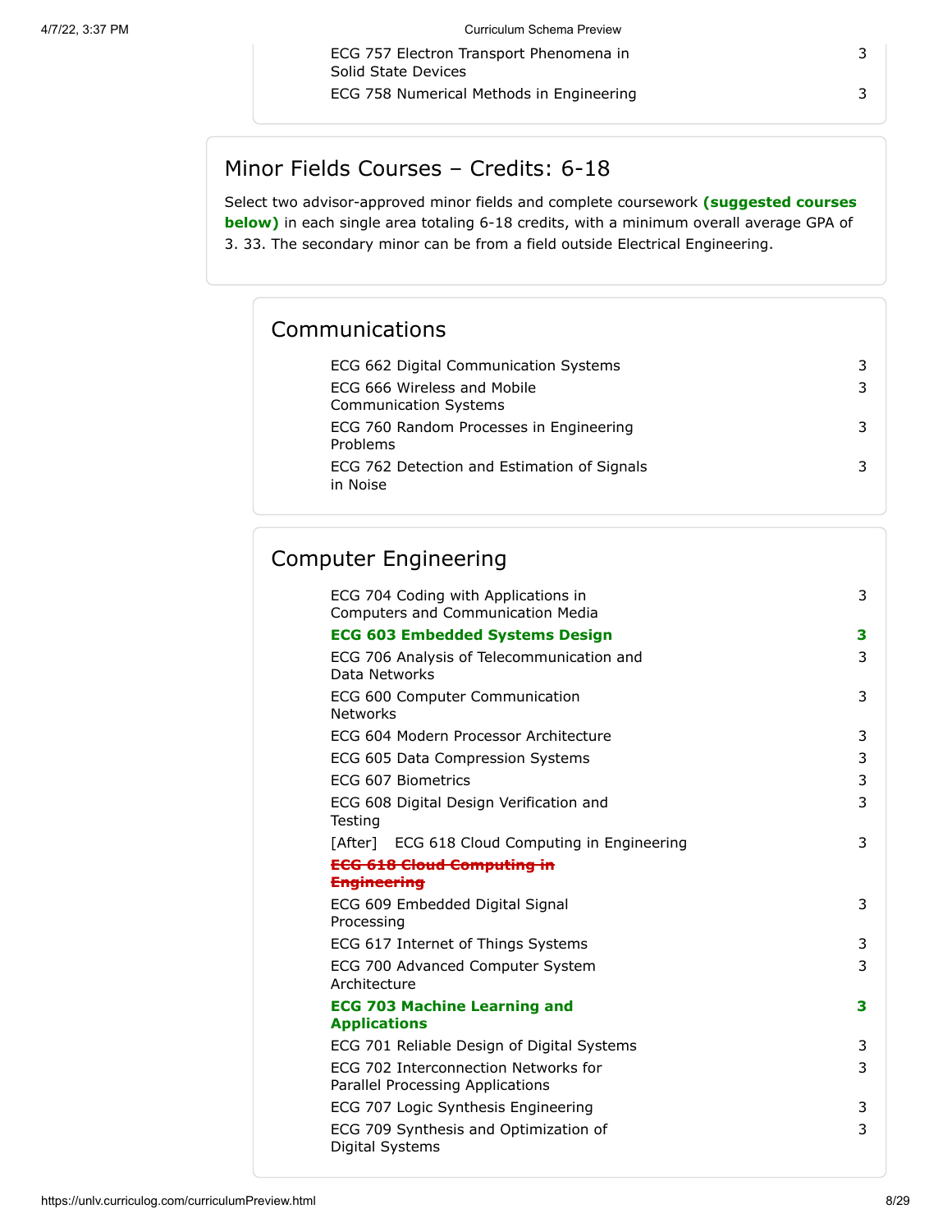| Course | Credits |
| --- | --- |
| ECG 757 Electron Transport Phenomena in Solid State Devices | 3 |
| ECG 758 Numerical Methods in Engineering | 3 |

## Minor Fields Courses – Credits: 6-18

Select two advisor-approved minor fields and complete coursework **(suggested courses below)** in each single area totaling 6-18 credits, with a minimum overall average GPA of 3. 33. The secondary minor can be from a field outside Electrical Engineering.

### Communications

| Course | Credits |
| --- | --- |
| ECG 662 Digital Communication Systems | 3 |
| ECG 666 Wireless and Mobile Communication Systems | 3 |
| ECG 760 Random Processes in Engineering Problems | 3 |
| ECG 762 Detection and Estimation of Signals in Noise | 3 |

### Computer Engineering

| Course | Credits |
| --- | --- |
| ECG 704 Coding with Applications in Computers and Communication Media | 3 |
| **ECG 603 Embedded Systems Design** | **3** |
| ECG 706 Analysis of Telecommunication and Data Networks | 3 |
| ECG 600 Computer Communication Networks | 3 |
| ECG 604 Modern Processor Architecture | 3 |
| ECG 605 Data Compression Systems | 3 |
| ECG 607 Biometrics | 3 |
| ECG 608 Digital Design Verification and Testing | 3 |
| [After] ECG 618 Cloud Computing in Engineering | 3 |
| ~~ECG 618 Cloud Computing in Engineering~~ | |
| ECG 609 Embedded Digital Signal Processing | 3 |
| ECG 617 Internet of Things Systems | 3 |
| ECG 700 Advanced Computer System Architecture | 3 |
| **ECG 703 Machine Learning and Applications** | **3** |
| ECG 701 Reliable Design of Digital Systems | 3 |
| ECG 702 Interconnection Networks for Parallel Processing Applications | 3 |
| ECG 707 Logic Synthesis Engineering | 3 |
| ECG 709 Synthesis and Optimization of Digital Systems | 3 |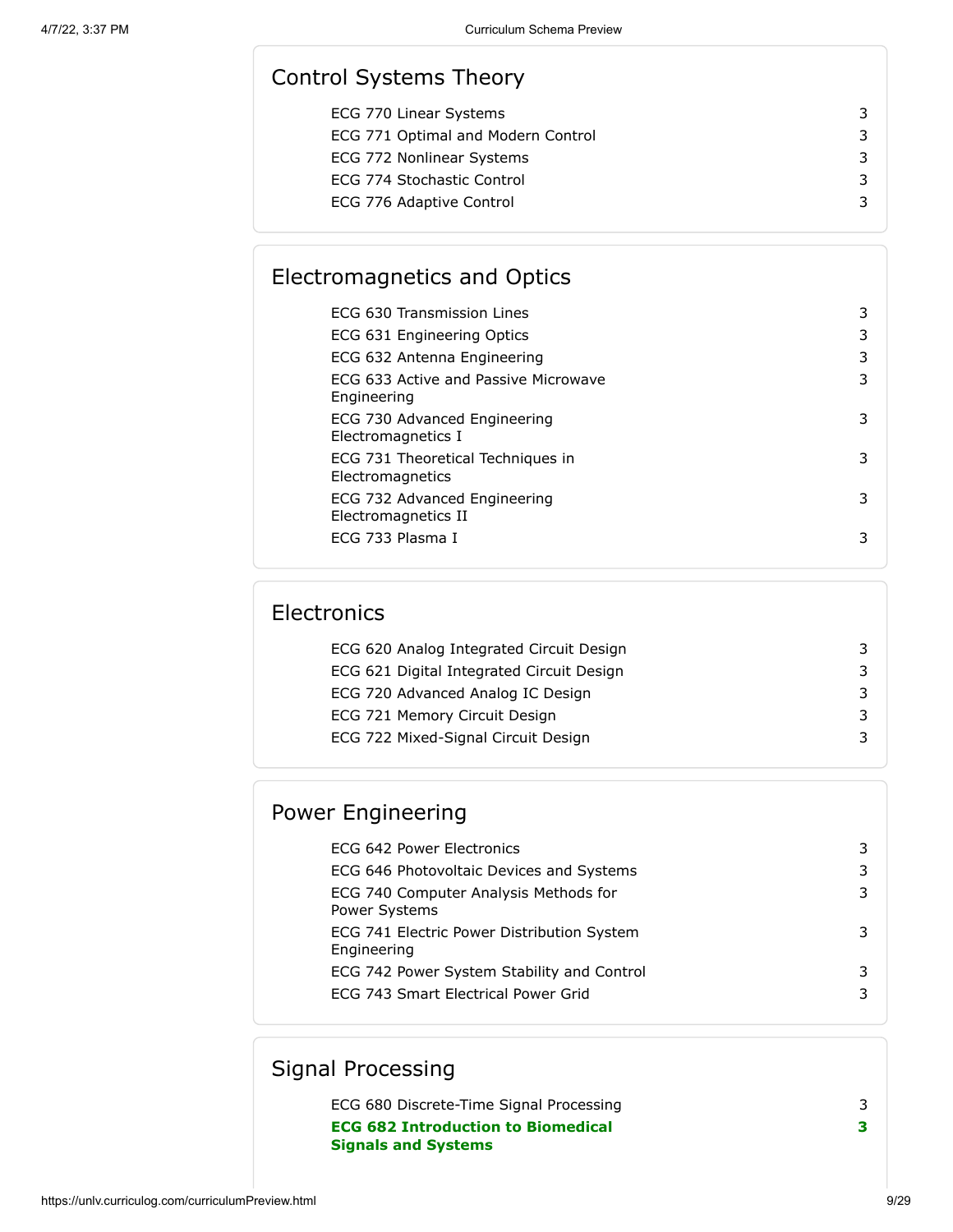## Control Systems Theory

| | |
|---|---|
| ECG 770 Linear Systems | 3 |
| ECG 771 Optimal and Modern Control | 3 |
| ECG 772 Nonlinear Systems | 3 |
| ECG 774 Stochastic Control | 3 |
| ECG 776 Adaptive Control | 3 |

## Electromagnetics and Optics

| | |
|---|---|
| ECG 630 Transmission Lines | 3 |
| ECG 631 Engineering Optics | 3 |
| ECG 632 Antenna Engineering | 3 |
| ECG 633 Active and Passive Microwave Engineering | 3 |
| ECG 730 Advanced Engineering Electromagnetics I | 3 |
| ECG 731 Theoretical Techniques in Electromagnetics | 3 |
| ECG 732 Advanced Engineering Electromagnetics II | 3 |
| ECG 733 Plasma I | 3 |

## Electronics

| | |
|---|---|
| ECG 620 Analog Integrated Circuit Design | 3 |
| ECG 621 Digital Integrated Circuit Design | 3 |
| ECG 720 Advanced Analog IC Design | 3 |
| ECG 721 Memory Circuit Design | 3 |
| ECG 722 Mixed-Signal Circuit Design | 3 |

## Power Engineering

| | |
|---|---|
| ECG 642 Power Electronics | 3 |
| ECG 646 Photovoltaic Devices and Systems | 3 |
| ECG 740 Computer Analysis Methods for Power Systems | 3 |
| ECG 741 Electric Power Distribution System Engineering | 3 |
| ECG 742 Power System Stability and Control | 3 |
| ECG 743 Smart Electrical Power Grid | 3 |

## Signal Processing

| | |
|---|---|
| ECG 680 Discrete-Time Signal Processing | 3 |
| **ECG 682 Introduction to Biomedical Signals and Systems** | **3** |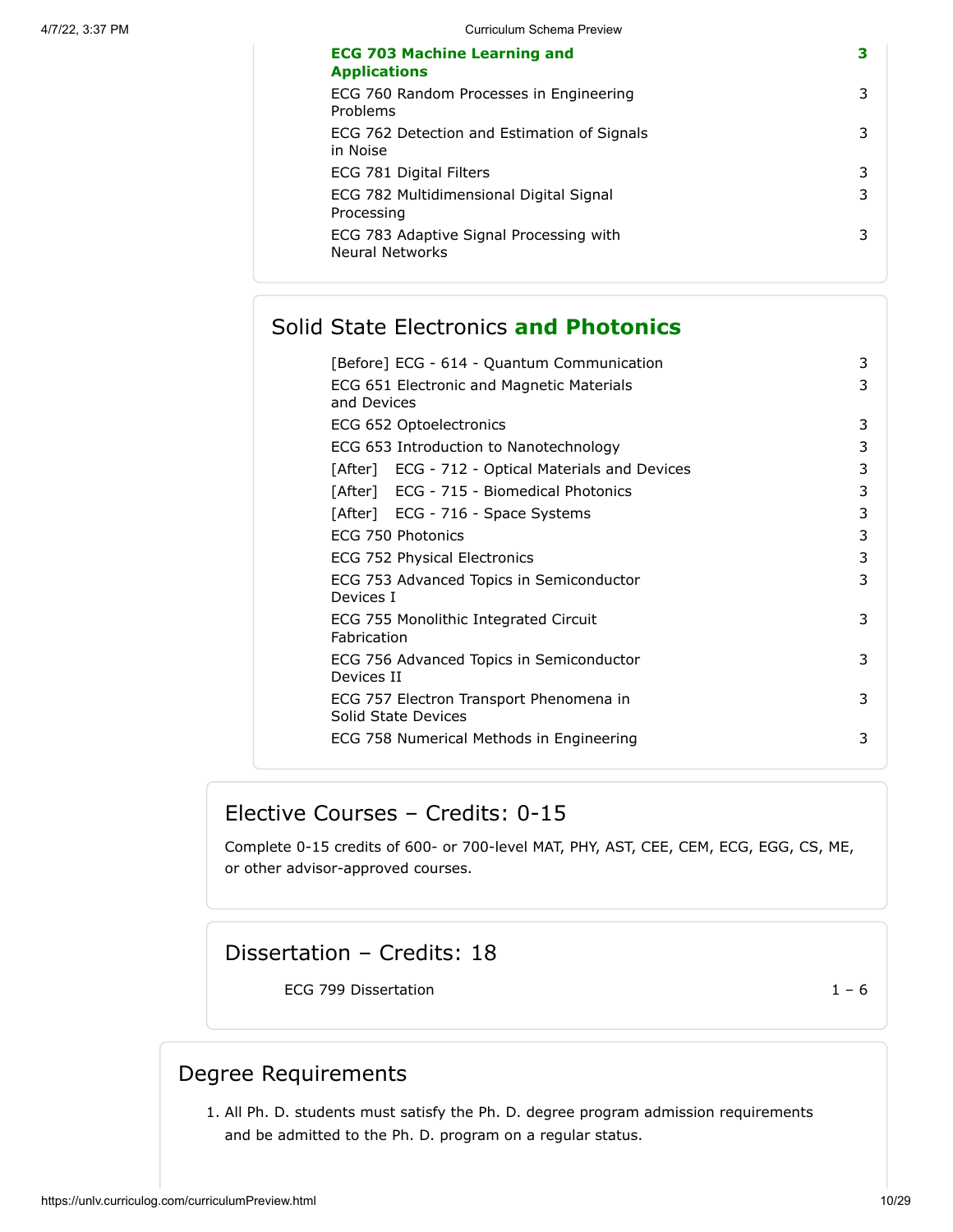| | |
|---|---|
| **ECG 703 Machine Learning and Applications** | **3** |
| ECG 760 Random Processes in Engineering Problems | 3 |
| ECG 762 Detection and Estimation of Signals in Noise | 3 |
| ECG 781 Digital Filters | 3 |
| ECG 782 Multidimensional Digital Signal Processing | 3 |
| ECG 783 Adaptive Signal Processing with Neural Networks | 3 |

### Solid State Electronics **and Photonics**

| | |
|---|---|
| [Before] ECG - 614 - Quantum Communication | 3 |
| ECG 651 Electronic and Magnetic Materials and Devices | 3 |
| ECG 652 Optoelectronics | 3 |
| ECG 653 Introduction to Nanotechnology | 3 |
| [After] ECG - 712 - Optical Materials and Devices | 3 |
| [After] ECG - 715 - Biomedical Photonics | 3 |
| [After] ECG - 716 - Space Systems | 3 |
| ECG 750 Photonics | 3 |
| ECG 752 Physical Electronics | 3 |
| ECG 753 Advanced Topics in Semiconductor Devices I | 3 |
| ECG 755 Monolithic Integrated Circuit Fabrication | 3 |
| ECG 756 Advanced Topics in Semiconductor Devices II | 3 |
| ECG 757 Electron Transport Phenomena in Solid State Devices | 3 |
| ECG 758 Numerical Methods in Engineering | 3 |

## Elective Courses – Credits: 0-15

Complete 0-15 credits of 600- or 700-level MAT, PHY, AST, CEE, CEM, ECG, EGG, CS, ME, or other advisor-approved courses.

## Dissertation – Credits: 18

| | |
|---|---|
| ECG 799 Dissertation | 1 – 6 |

## Degree Requirements

1. All Ph. D. students must satisfy the Ph. D. degree program admission requirements and be admitted to the Ph. D. program on a regular status.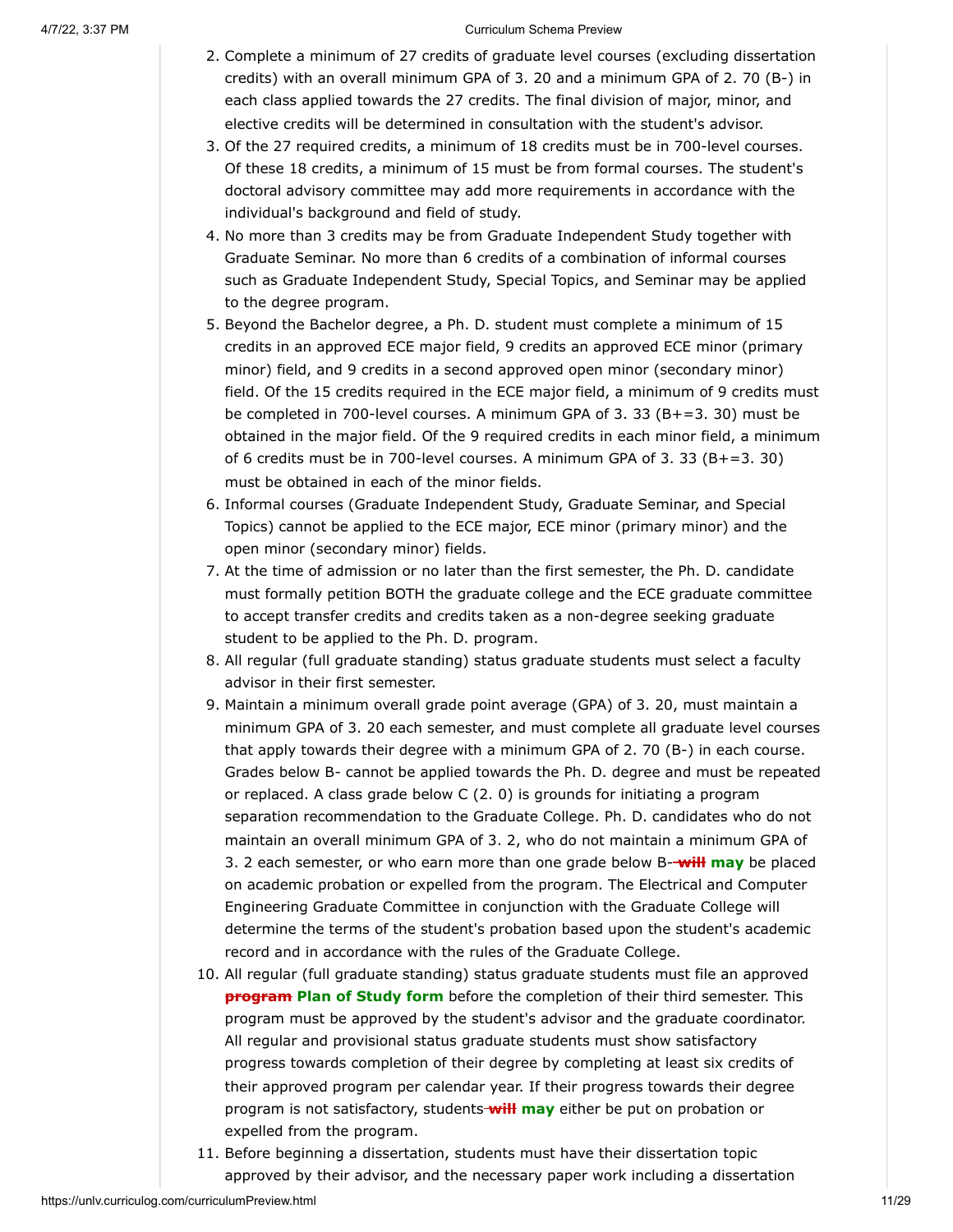2. Complete a minimum of 27 credits of graduate level courses (excluding dissertation credits) with an overall minimum GPA of 3. 20 and a minimum GPA of 2. 70 (B-) in each class applied towards the 27 credits. The final division of major, minor, and elective credits will be determined in consultation with the student's advisor.
3. Of the 27 required credits, a minimum of 18 credits must be in 700-level courses. Of these 18 credits, a minimum of 15 must be from formal courses. The student's doctoral advisory committee may add more requirements in accordance with the individual's background and field of study.
4. No more than 3 credits may be from Graduate Independent Study together with Graduate Seminar. No more than 6 credits of a combination of informal courses such as Graduate Independent Study, Special Topics, and Seminar may be applied to the degree program.
5. Beyond the Bachelor degree, a Ph. D. student must complete a minimum of 15 credits in an approved ECE major field, 9 credits an approved ECE minor (primary minor) field, and 9 credits in a second approved open minor (secondary minor) field. Of the 15 credits required in the ECE major field, a minimum of 9 credits must be completed in 700-level courses. A minimum GPA of 3. 33 (B+=3. 30) must be obtained in the major field. Of the 9 required credits in each minor field, a minimum of 6 credits must be in 700-level courses. A minimum GPA of 3. 33 (B+=3. 30) must be obtained in each of the minor fields.
6. Informal courses (Graduate Independent Study, Graduate Seminar, and Special Topics) cannot be applied to the ECE major, ECE minor (primary minor) and the open minor (secondary minor) fields.
7. At the time of admission or no later than the first semester, the Ph. D. candidate must formally petition BOTH the graduate college and the ECE graduate committee to accept transfer credits and credits taken as a non-degree seeking graduate student to be applied to the Ph. D. program.
8. All regular (full graduate standing) status graduate students must select a faculty advisor in their first semester.
9. Maintain a minimum overall grade point average (GPA) of 3. 20, must maintain a minimum GPA of 3. 20 each semester, and must complete all graduate level courses that apply towards their degree with a minimum GPA of 2. 70 (B-) in each course. Grades below B- cannot be applied towards the Ph. D. degree and must be repeated or replaced. A class grade below C (2. 0) is grounds for initiating a program separation recommendation to the Graduate College. Ph. D. candidates who do not maintain an overall minimum GPA of 3. 2, who do not maintain a minimum GPA of 3. 2 each semester, or who earn more than one grade below B- ~~will~~ **may** be placed on academic probation or expelled from the program. The Electrical and Computer Engineering Graduate Committee in conjunction with the Graduate College will determine the terms of the student's probation based upon the student's academic record and in accordance with the rules of the Graduate College.
10. All regular (full graduate standing) status graduate students must file an approved ~~program~~ **Plan of Study form** before the completion of their third semester. This program must be approved by the student's advisor and the graduate coordinator. All regular and provisional status graduate students must show satisfactory progress towards completion of their degree by completing at least six credits of their approved program per calendar year. If their progress towards their degree program is not satisfactory, students ~~will~~ **may** either be put on probation or expelled from the program.
11. Before beginning a dissertation, students must have their dissertation topic approved by their advisor, and the necessary paper work including a dissertation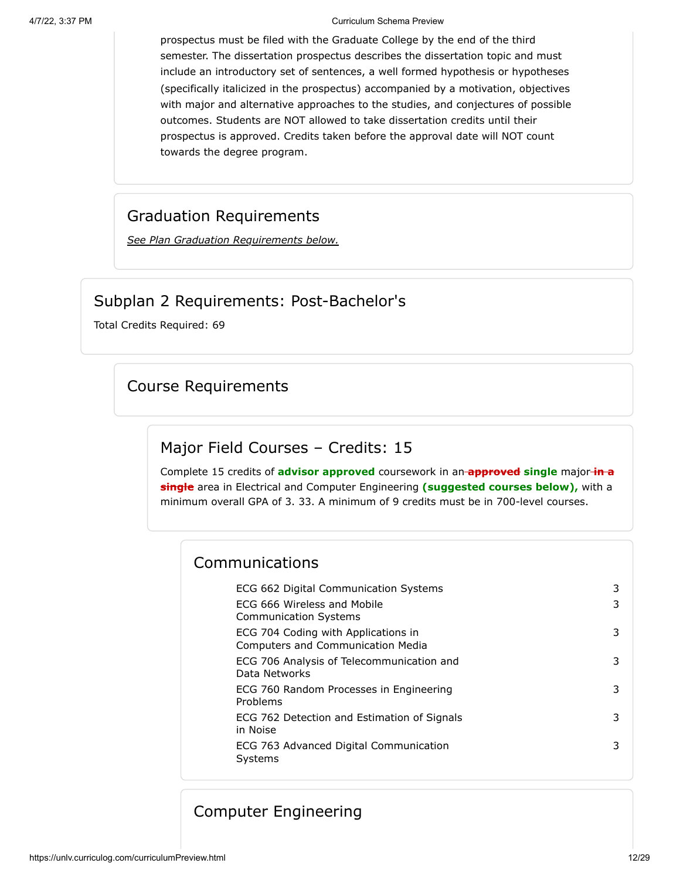prospectus must be filed with the Graduate College by the end of the third semester. The dissertation prospectus describes the dissertation topic and must include an introductory set of sentences, a well formed hypothesis or hypotheses (specifically italicized in the prospectus) accompanied by a motivation, objectives with major and alternative approaches to the studies, and conjectures of possible outcomes. Students are NOT allowed to take dissertation credits until their prospectus is approved. Credits taken before the approval date will NOT count towards the degree program.

## Graduation Requirements

*See Plan Graduation Requirements below.*

## Subplan 2 Requirements: Post-Bachelor's

Total Credits Required: 69

### Course Requirements

#### Major Field Courses – Credits: 15

Complete 15 credits of **advisor approved** coursework in an ~~approved~~ **single** major ~~in a single~~ area in Electrical and Computer Engineering **(suggested courses below),** with a minimum overall GPA of 3. 33. A minimum of 9 credits must be in 700-level courses.

##### Communications

| Course | Credits |
|---|---|
| ECG 662 Digital Communication Systems | 3 |
| ECG 666 Wireless and Mobile Communication Systems | 3 |
| ECG 704 Coding with Applications in Computers and Communication Media | 3 |
| ECG 706 Analysis of Telecommunication and Data Networks | 3 |
| ECG 760 Random Processes in Engineering Problems | 3 |
| ECG 762 Detection and Estimation of Signals in Noise | 3 |
| ECG 763 Advanced Digital Communication Systems | 3 |

##### Computer Engineering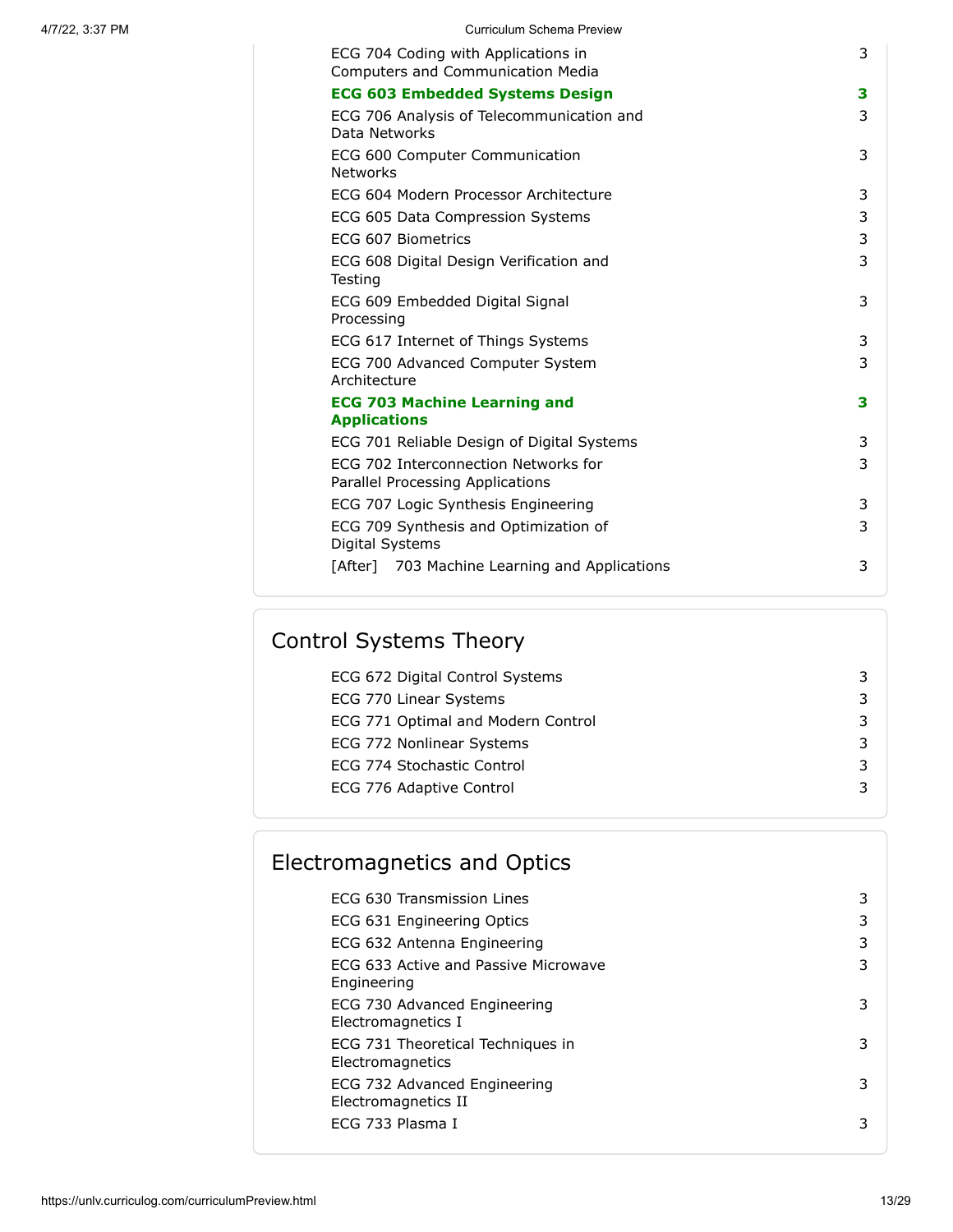| | |
|---|---|
| ECG 704 Coding with Applications in Computers and Communication Media | 3 |
| **ECG 603 Embedded Systems Design** | **3** |
| ECG 706 Analysis of Telecommunication and Data Networks | 3 |
| ECG 600 Computer Communication Networks | 3 |
| ECG 604 Modern Processor Architecture | 3 |
| ECG 605 Data Compression Systems | 3 |
| ECG 607 Biometrics | 3 |
| ECG 608 Digital Design Verification and Testing | 3 |
| ECG 609 Embedded Digital Signal Processing | 3 |
| ECG 617 Internet of Things Systems | 3 |
| ECG 700 Advanced Computer System Architecture | 3 |
| **ECG 703 Machine Learning and Applications** | **3** |
| ECG 701 Reliable Design of Digital Systems | 3 |
| ECG 702 Interconnection Networks for Parallel Processing Applications | 3 |
| ECG 707 Logic Synthesis Engineering | 3 |
| ECG 709 Synthesis and Optimization of Digital Systems | 3 |
| [After] 703 Machine Learning and Applications | 3 |

## Control Systems Theory

| | |
|---|---|
| ECG 672 Digital Control Systems | 3 |
| ECG 770 Linear Systems | 3 |
| ECG 771 Optimal and Modern Control | 3 |
| ECG 772 Nonlinear Systems | 3 |
| ECG 774 Stochastic Control | 3 |
| ECG 776 Adaptive Control | 3 |

## Electromagnetics and Optics

| | |
|---|---|
| ECG 630 Transmission Lines | 3 |
| ECG 631 Engineering Optics | 3 |
| ECG 632 Antenna Engineering | 3 |
| ECG 633 Active and Passive Microwave Engineering | 3 |
| ECG 730 Advanced Engineering Electromagnetics I | 3 |
| ECG 731 Theoretical Techniques in Electromagnetics | 3 |
| ECG 732 Advanced Engineering Electromagnetics II | 3 |
| ECG 733 Plasma I | 3 |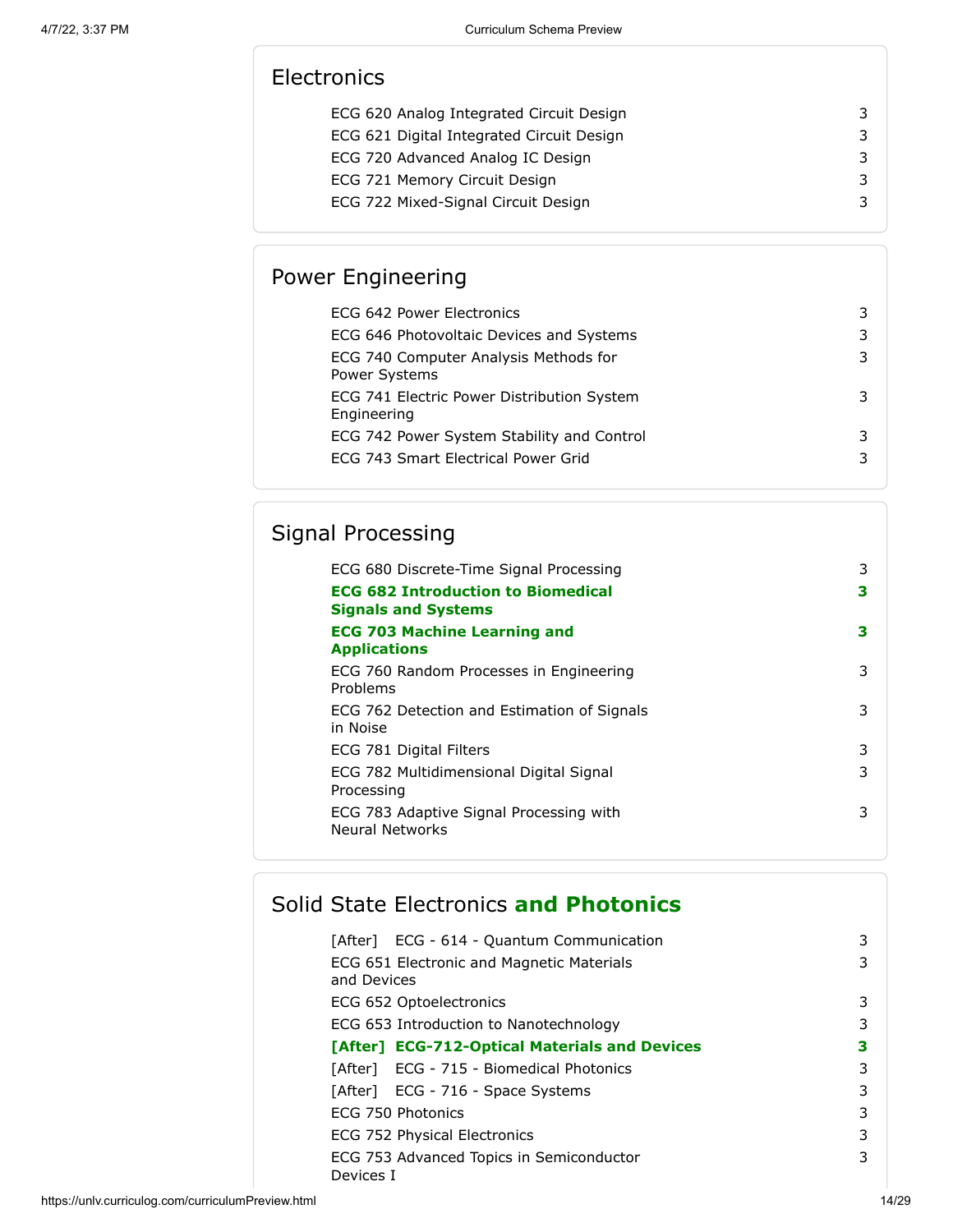## Electronics

| | |
|---|---|
| ECG 620 Analog Integrated Circuit Design | 3 |
| ECG 621 Digital Integrated Circuit Design | 3 |
| ECG 720 Advanced Analog IC Design | 3 |
| ECG 721 Memory Circuit Design | 3 |
| ECG 722 Mixed-Signal Circuit Design | 3 |

## Power Engineering

| | |
|---|---|
| ECG 642 Power Electronics | 3 |
| ECG 646 Photovoltaic Devices and Systems | 3 |
| ECG 740 Computer Analysis Methods for Power Systems | 3 |
| ECG 741 Electric Power Distribution System Engineering | 3 |
| ECG 742 Power System Stability and Control | 3 |
| ECG 743 Smart Electrical Power Grid | 3 |

## Signal Processing

| | |
|---|---|
| ECG 680 Discrete-Time Signal Processing | 3 |
| **ECG 682 Introduction to Biomedical Signals and Systems** | **3** |
| **ECG 703 Machine Learning and Applications** | **3** |
| ECG 760 Random Processes in Engineering Problems | 3 |
| ECG 762 Detection and Estimation of Signals in Noise | 3 |
| ECG 781 Digital Filters | 3 |
| ECG 782 Multidimensional Digital Signal Processing | 3 |
| ECG 783 Adaptive Signal Processing with Neural Networks | 3 |

## Solid State Electronics **and Photonics**

| | |
|---|---|
| [After] ECG - 614 - Quantum Communication | 3 |
| ECG 651 Electronic and Magnetic Materials and Devices | 3 |
| ECG 652 Optoelectronics | 3 |
| ECG 653 Introduction to Nanotechnology | 3 |
| **[After] ECG-712-Optical Materials and Devices** | **3** |
| [After] ECG - 715 - Biomedical Photonics | 3 |
| [After] ECG - 716 - Space Systems | 3 |
| ECG 750 Photonics | 3 |
| ECG 752 Physical Electronics | 3 |
| ECG 753 Advanced Topics in Semiconductor Devices I | 3 |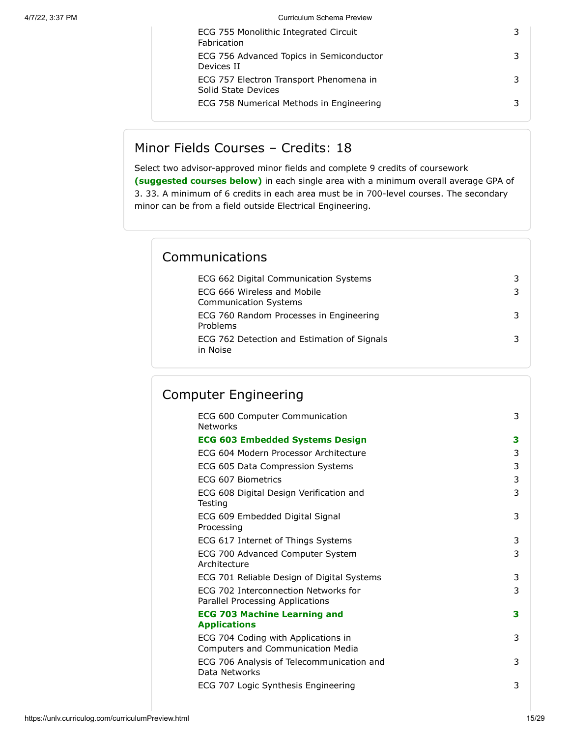| | |
|---|---|
| ECG 755 Monolithic Integrated Circuit Fabrication | 3 |
| ECG 756 Advanced Topics in Semiconductor Devices II | 3 |
| ECG 757 Electron Transport Phenomena in Solid State Devices | 3 |
| ECG 758 Numerical Methods in Engineering | 3 |

## Minor Fields Courses – Credits: 18

Select two advisor-approved minor fields and complete 9 credits of coursework **(suggested courses below)** in each single area with a minimum overall average GPA of 3. 33. A minimum of 6 credits in each area must be in 700-level courses. The secondary minor can be from a field outside Electrical Engineering.

### Communications

| | |
|---|---|
| ECG 662 Digital Communication Systems | 3 |
| ECG 666 Wireless and Mobile Communication Systems | 3 |
| ECG 760 Random Processes in Engineering Problems | 3 |
| ECG 762 Detection and Estimation of Signals in Noise | 3 |

### Computer Engineering

| | |
|---|---|
| ECG 600 Computer Communication Networks | 3 |
| **ECG 603 Embedded Systems Design** | **3** |
| ECG 604 Modern Processor Architecture | 3 |
| ECG 605 Data Compression Systems | 3 |
| ECG 607 Biometrics | 3 |
| ECG 608 Digital Design Verification and Testing | 3 |
| ECG 609 Embedded Digital Signal Processing | 3 |
| ECG 617 Internet of Things Systems | 3 |
| ECG 700 Advanced Computer System Architecture | 3 |
| ECG 701 Reliable Design of Digital Systems | 3 |
| ECG 702 Interconnection Networks for Parallel Processing Applications | 3 |
| **ECG 703 Machine Learning and Applications** | **3** |
| ECG 704 Coding with Applications in Computers and Communication Media | 3 |
| ECG 706 Analysis of Telecommunication and Data Networks | 3 |
| ECG 707 Logic Synthesis Engineering | 3 |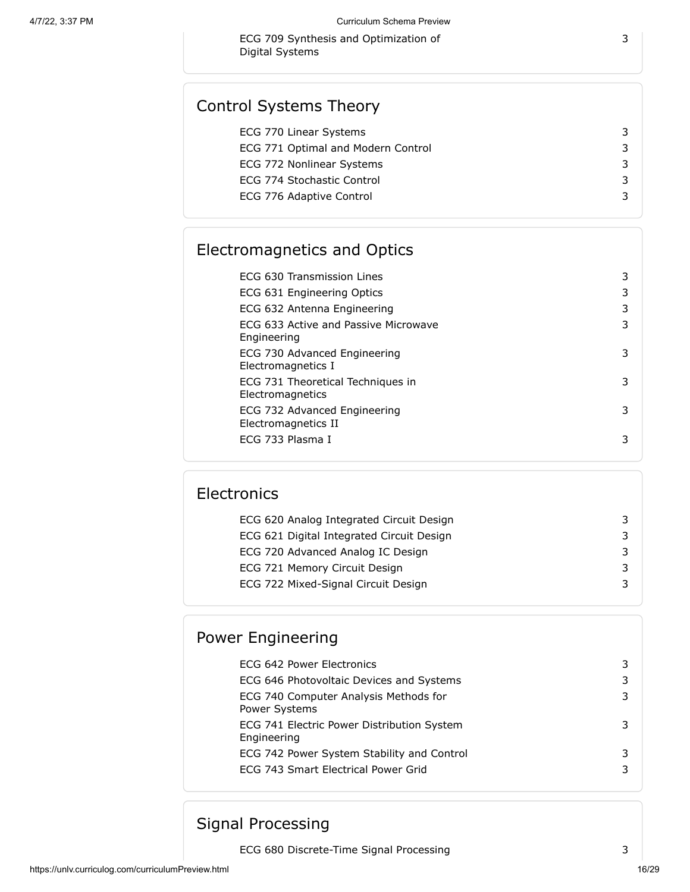| | |
|---|---|
| ECG 709 Synthesis and Optimization of Digital Systems | 3 |

## Control Systems Theory

| | |
|---|---|
| ECG 770 Linear Systems | 3 |
| ECG 771 Optimal and Modern Control | 3 |
| ECG 772 Nonlinear Systems | 3 |
| ECG 774 Stochastic Control | 3 |
| ECG 776 Adaptive Control | 3 |

## Electromagnetics and Optics

| | |
|---|---|
| ECG 630 Transmission Lines | 3 |
| ECG 631 Engineering Optics | 3 |
| ECG 632 Antenna Engineering | 3 |
| ECG 633 Active and Passive Microwave Engineering | 3 |
| ECG 730 Advanced Engineering Electromagnetics I | 3 |
| ECG 731 Theoretical Techniques in Electromagnetics | 3 |
| ECG 732 Advanced Engineering Electromagnetics II | 3 |
| ECG 733 Plasma I | 3 |

## Electronics

| | |
|---|---|
| ECG 620 Analog Integrated Circuit Design | 3 |
| ECG 621 Digital Integrated Circuit Design | 3 |
| ECG 720 Advanced Analog IC Design | 3 |
| ECG 721 Memory Circuit Design | 3 |
| ECG 722 Mixed-Signal Circuit Design | 3 |

## Power Engineering

| | |
|---|---|
| ECG 642 Power Electronics | 3 |
| ECG 646 Photovoltaic Devices and Systems | 3 |
| ECG 740 Computer Analysis Methods for Power Systems | 3 |
| ECG 741 Electric Power Distribution System Engineering | 3 |
| ECG 742 Power System Stability and Control | 3 |
| ECG 743 Smart Electrical Power Grid | 3 |

## Signal Processing

| | |
|---|---|
| ECG 680 Discrete-Time Signal Processing | 3 |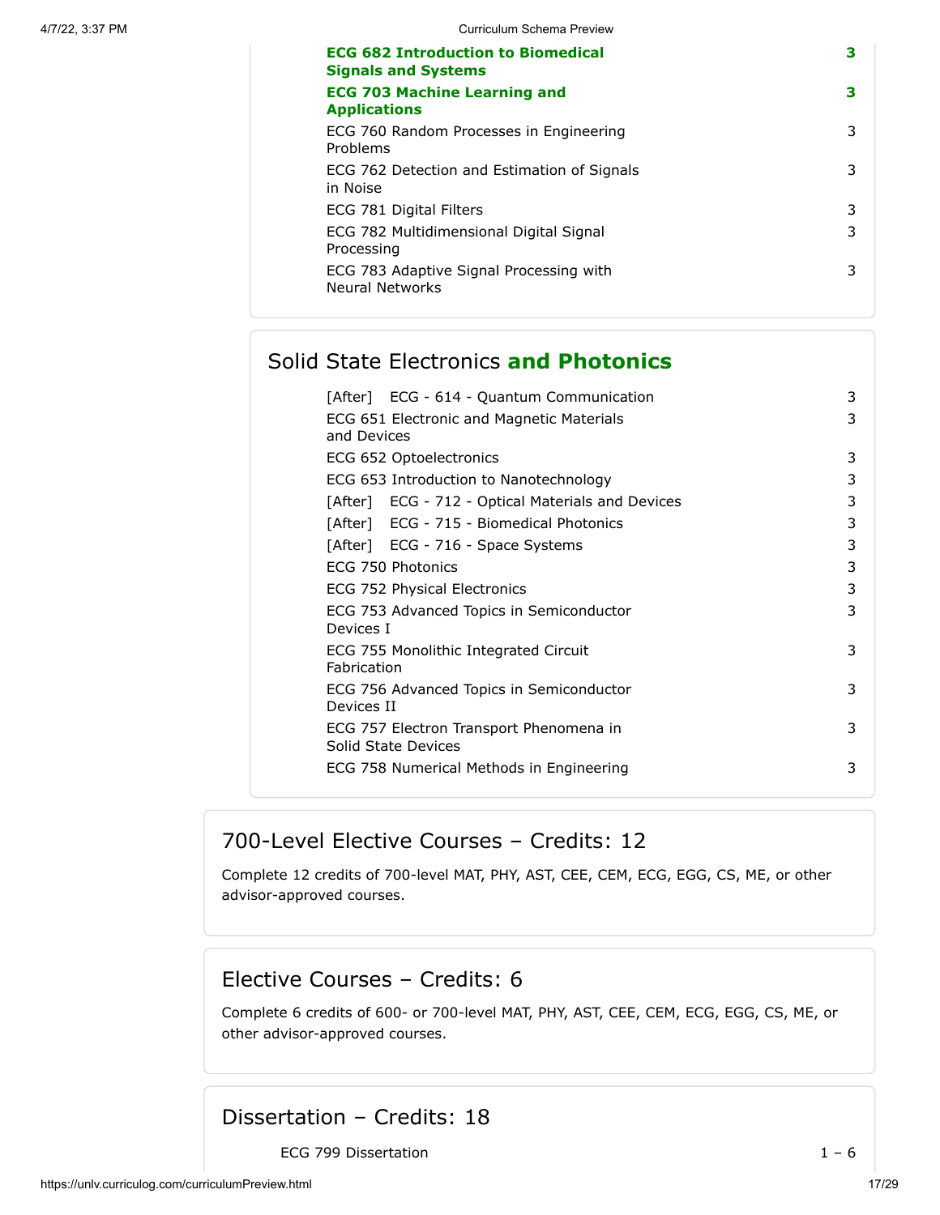| Course | Credits |
| --- | --- |
| **ECG 682 Introduction to Biomedical Signals and Systems** | **3** |
| **ECG 703 Machine Learning and Applications** | **3** |
| ECG 760 Random Processes in Engineering Problems | 3 |
| ECG 762 Detection and Estimation of Signals in Noise | 3 |
| ECG 781 Digital Filters | 3 |
| ECG 782 Multidimensional Digital Signal Processing | 3 |
| ECG 783 Adaptive Signal Processing with Neural Networks | 3 |

### Solid State Electronics **and Photonics**

| Course | Credits |
| --- | --- |
| [After] ECG - 614 - Quantum Communication | 3 |
| ECG 651 Electronic and Magnetic Materials and Devices | 3 |
| ECG 652 Optoelectronics | 3 |
| ECG 653 Introduction to Nanotechnology | 3 |
| [After] ECG - 712 - Optical Materials and Devices | 3 |
| [After] ECG - 715 - Biomedical Photonics | 3 |
| [After] ECG - 716 - Space Systems | 3 |
| ECG 750 Photonics | 3 |
| ECG 752 Physical Electronics | 3 |
| ECG 753 Advanced Topics in Semiconductor Devices I | 3 |
| ECG 755 Monolithic Integrated Circuit Fabrication | 3 |
| ECG 756 Advanced Topics in Semiconductor Devices II | 3 |
| ECG 757 Electron Transport Phenomena in Solid State Devices | 3 |
| ECG 758 Numerical Methods in Engineering | 3 |

## 700-Level Elective Courses – Credits: 12

Complete 12 credits of 700-level MAT, PHY, AST, CEE, CEM, ECG, EGG, CS, ME, or other advisor-approved courses.

## Elective Courses – Credits: 6

Complete 6 credits of 600- or 700-level MAT, PHY, AST, CEE, CEM, ECG, EGG, CS, ME, or other advisor-approved courses.

## Dissertation – Credits: 18

| Course | Credits |
| --- | --- |
| ECG 799 Dissertation | 1 – 6 |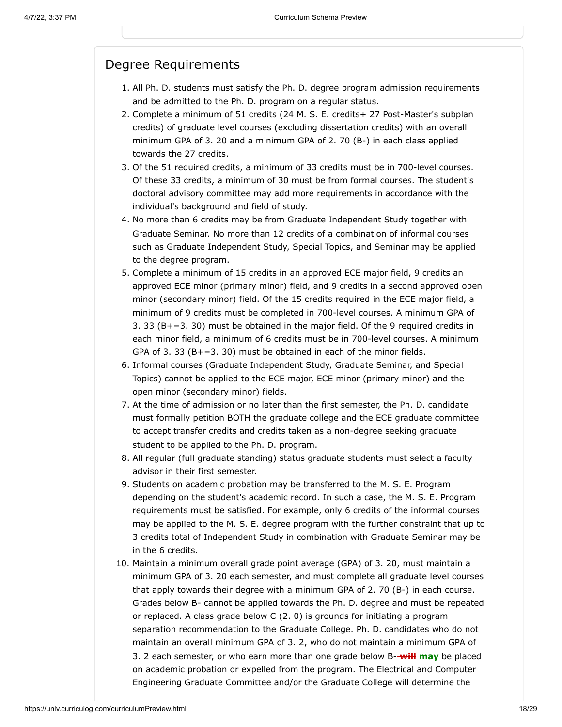## Degree Requirements

1. All Ph. D. students must satisfy the Ph. D. degree program admission requirements and be admitted to the Ph. D. program on a regular status.
2. Complete a minimum of 51 credits (24 M. S. E. credits+ 27 Post-Master's subplan credits) of graduate level courses (excluding dissertation credits) with an overall minimum GPA of 3. 20 and a minimum GPA of 2. 70 (B-) in each class applied towards the 27 credits.
3. Of the 51 required credits, a minimum of 33 credits must be in 700-level courses. Of these 33 credits, a minimum of 30 must be from formal courses. The student's doctoral advisory committee may add more requirements in accordance with the individual's background and field of study.
4. No more than 6 credits may be from Graduate Independent Study together with Graduate Seminar. No more than 12 credits of a combination of informal courses such as Graduate Independent Study, Special Topics, and Seminar may be applied to the degree program.
5. Complete a minimum of 15 credits in an approved ECE major field, 9 credits an approved ECE minor (primary minor) field, and 9 credits in a second approved open minor (secondary minor) field. Of the 15 credits required in the ECE major field, a minimum of 9 credits must be completed in 700-level courses. A minimum GPA of 3. 33 (B+=3. 30) must be obtained in the major field. Of the 9 required credits in each minor field, a minimum of 6 credits must be in 700-level courses. A minimum GPA of 3. 33 (B+=3. 30) must be obtained in each of the minor fields.
6. Informal courses (Graduate Independent Study, Graduate Seminar, and Special Topics) cannot be applied to the ECE major, ECE minor (primary minor) and the open minor (secondary minor) fields.
7. At the time of admission or no later than the first semester, the Ph. D. candidate must formally petition BOTH the graduate college and the ECE graduate committee to accept transfer credits and credits taken as a non-degree seeking graduate student to be applied to the Ph. D. program.
8. All regular (full graduate standing) status graduate students must select a faculty advisor in their first semester.
9. Students on academic probation may be transferred to the M. S. E. Program depending on the student's academic record. In such a case, the M. S. E. Program requirements must be satisfied. For example, only 6 credits of the informal courses may be applied to the M. S. E. degree program with the further constraint that up to 3 credits total of Independent Study in combination with Graduate Seminar may be in the 6 credits.
10. Maintain a minimum overall grade point average (GPA) of 3. 20, must maintain a minimum GPA of 3. 20 each semester, and must complete all graduate level courses that apply towards their degree with a minimum GPA of 2. 70 (B-) in each course. Grades below B- cannot be applied towards the Ph. D. degree and must be repeated or replaced. A class grade below C (2. 0) is grounds for initiating a program separation recommendation to the Graduate College. Ph. D. candidates who do not maintain an overall minimum GPA of 3. 2, who do not maintain a minimum GPA of 3. 2 each semester, or who earn more than one grade below B- ~~will~~ **may** be placed on academic probation or expelled from the program. The Electrical and Computer Engineering Graduate Committee and/or the Graduate College will determine the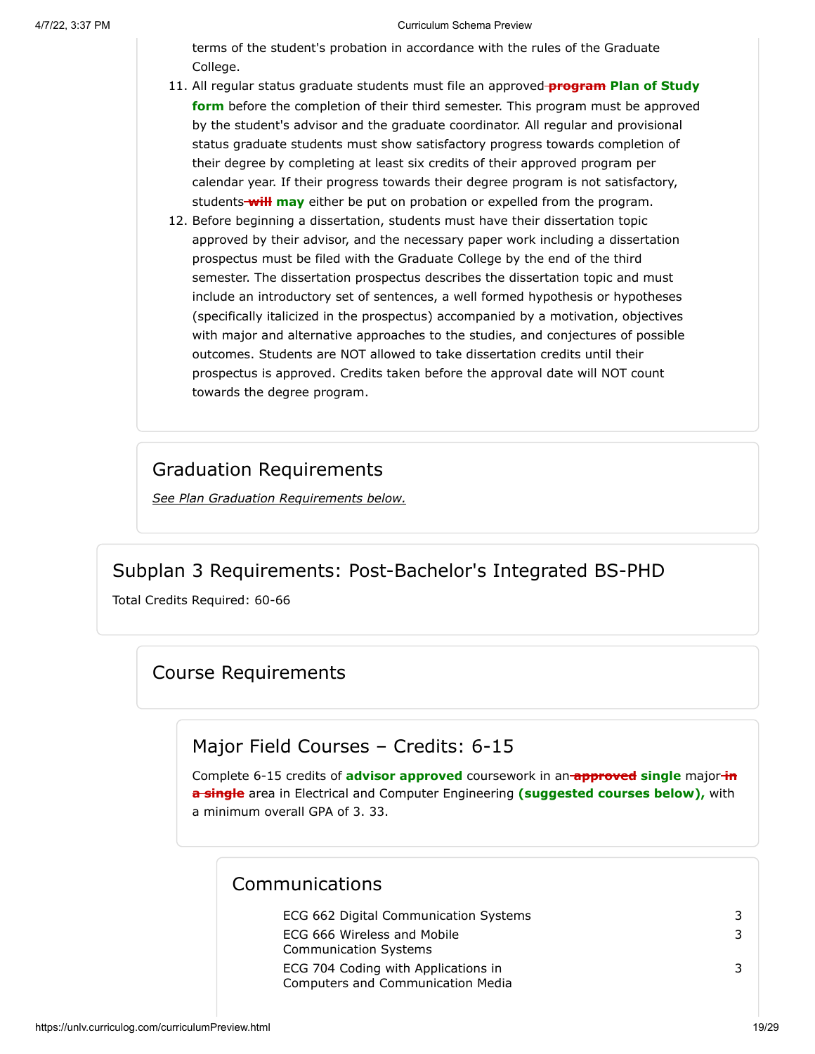terms of the student's probation in accordance with the rules of the Graduate College.

11. All regular status graduate students must file an approved ~~program~~ **Plan of Study form** before the completion of their third semester. This program must be approved by the student's advisor and the graduate coordinator. All regular and provisional status graduate students must show satisfactory progress towards completion of their degree by completing at least six credits of their approved program per calendar year. If their progress towards their degree program is not satisfactory, students ~~will~~ **may** either be put on probation or expelled from the program.
12. Before beginning a dissertation, students must have their dissertation topic approved by their advisor, and the necessary paper work including a dissertation prospectus must be filed with the Graduate College by the end of the third semester. The dissertation prospectus describes the dissertation topic and must include an introductory set of sentences, a well formed hypothesis or hypotheses (specifically italicized in the prospectus) accompanied by a motivation, objectives with major and alternative approaches to the studies, and conjectures of possible outcomes. Students are NOT allowed to take dissertation credits until their prospectus is approved. Credits taken before the approval date will NOT count towards the degree program.

## Graduation Requirements

*See Plan Graduation Requirements below.*

## Subplan 3 Requirements: Post-Bachelor's Integrated BS-PHD

Total Credits Required: 60-66

### Course Requirements

#### Major Field Courses – Credits: 6-15

Complete 6-15 credits of **advisor approved** coursework in an ~~approved~~ **single** major ~~in a single~~ area in Electrical and Computer Engineering **(suggested courses below),** with a minimum overall GPA of 3. 33.

##### Communications

| Course | Credits |
|---|---|
| ECG 662 Digital Communication Systems | 3 |
| ECG 666 Wireless and Mobile Communication Systems | 3 |
| ECG 704 Coding with Applications in Computers and Communication Media | 3 |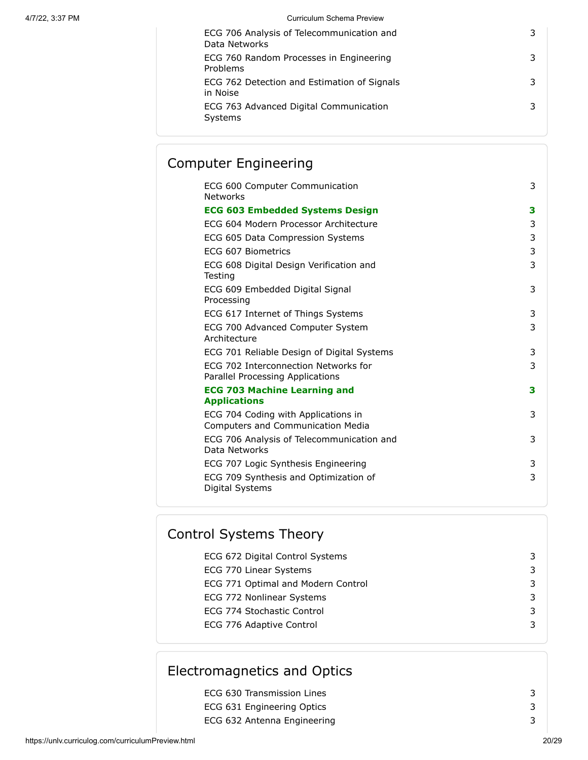| | |
|---|---|
| ECG 706 Analysis of Telecommunication and Data Networks | 3 |
| ECG 760 Random Processes in Engineering Problems | 3 |
| ECG 762 Detection and Estimation of Signals in Noise | 3 |
| ECG 763 Advanced Digital Communication Systems | 3 |

## Computer Engineering

| | |
|---|---|
| ECG 600 Computer Communication Networks | 3 |
| **ECG 603 Embedded Systems Design** | **3** |
| ECG 604 Modern Processor Architecture | 3 |
| ECG 605 Data Compression Systems | 3 |
| ECG 607 Biometrics | 3 |
| ECG 608 Digital Design Verification and Testing | 3 |
| ECG 609 Embedded Digital Signal Processing | 3 |
| ECG 617 Internet of Things Systems | 3 |
| ECG 700 Advanced Computer System Architecture | 3 |
| ECG 701 Reliable Design of Digital Systems | 3 |
| ECG 702 Interconnection Networks for Parallel Processing Applications | 3 |
| **ECG 703 Machine Learning and Applications** | **3** |
| ECG 704 Coding with Applications in Computers and Communication Media | 3 |
| ECG 706 Analysis of Telecommunication and Data Networks | 3 |
| ECG 707 Logic Synthesis Engineering | 3 |
| ECG 709 Synthesis and Optimization of Digital Systems | 3 |

## Control Systems Theory

| | |
|---|---|
| ECG 672 Digital Control Systems | 3 |
| ECG 770 Linear Systems | 3 |
| ECG 771 Optimal and Modern Control | 3 |
| ECG 772 Nonlinear Systems | 3 |
| ECG 774 Stochastic Control | 3 |
| ECG 776 Adaptive Control | 3 |

## Electromagnetics and Optics

| | |
|---|---|
| ECG 630 Transmission Lines | 3 |
| ECG 631 Engineering Optics | 3 |
| ECG 632 Antenna Engineering | 3 |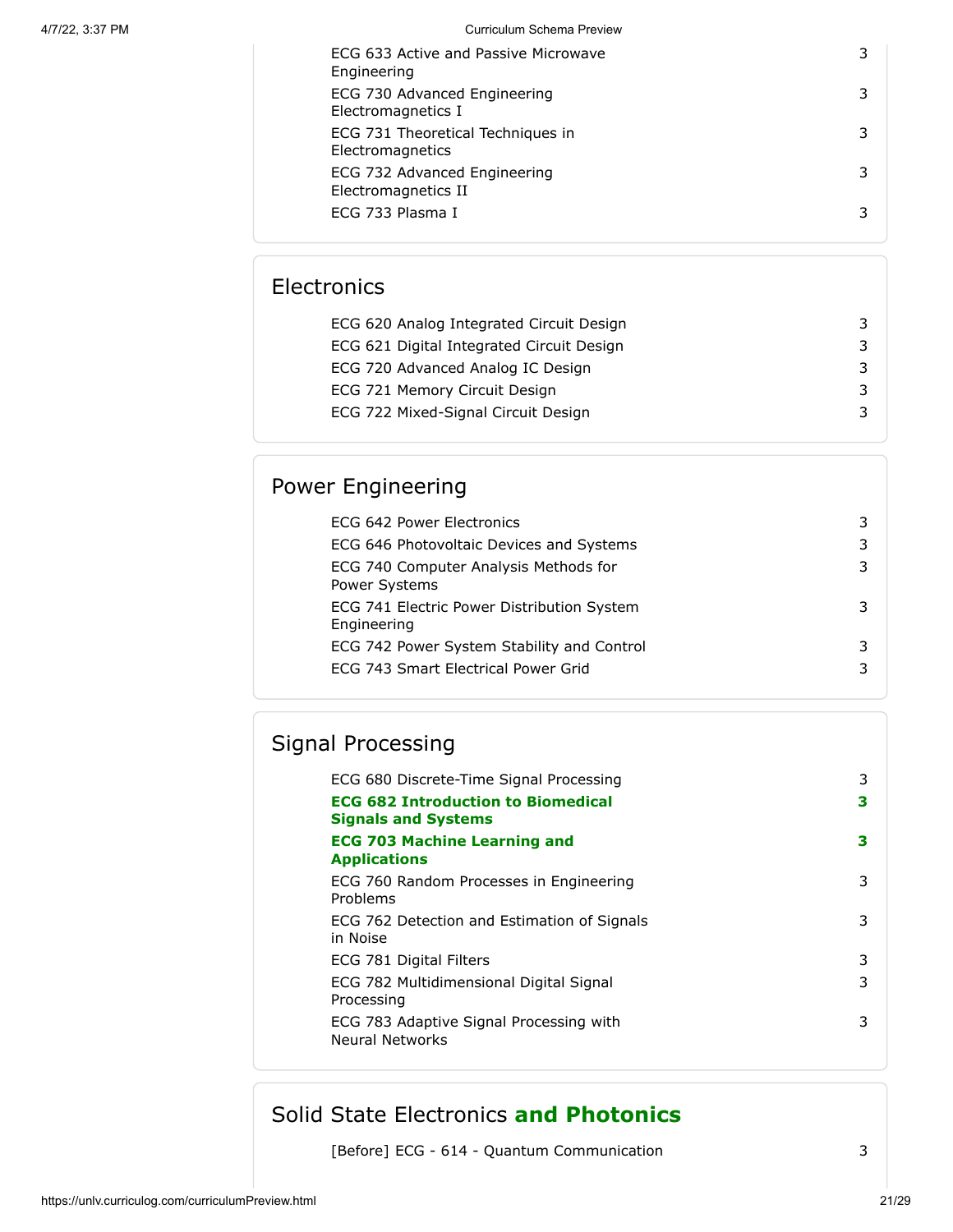| | |
|---|---|
| ECG 633 Active and Passive Microwave Engineering | 3 |
| ECG 730 Advanced Engineering Electromagnetics I | 3 |
| ECG 731 Theoretical Techniques in Electromagnetics | 3 |
| ECG 732 Advanced Engineering Electromagnetics II | 3 |
| ECG 733 Plasma I | 3 |

## Electronics

| | |
|---|---|
| ECG 620 Analog Integrated Circuit Design | 3 |
| ECG 621 Digital Integrated Circuit Design | 3 |
| ECG 720 Advanced Analog IC Design | 3 |
| ECG 721 Memory Circuit Design | 3 |
| ECG 722 Mixed-Signal Circuit Design | 3 |

## Power Engineering

| | |
|---|---|
| ECG 642 Power Electronics | 3 |
| ECG 646 Photovoltaic Devices and Systems | 3 |
| ECG 740 Computer Analysis Methods for Power Systems | 3 |
| ECG 741 Electric Power Distribution System Engineering | 3 |
| ECG 742 Power System Stability and Control | 3 |
| ECG 743 Smart Electrical Power Grid | 3 |

## Signal Processing

| | |
|---|---|
| ECG 680 Discrete-Time Signal Processing | 3 |
| **ECG 682 Introduction to Biomedical Signals and Systems** | **3** |
| **ECG 703 Machine Learning and Applications** | **3** |
| ECG 760 Random Processes in Engineering Problems | 3 |
| ECG 762 Detection and Estimation of Signals in Noise | 3 |
| ECG 781 Digital Filters | 3 |
| ECG 782 Multidimensional Digital Signal Processing | 3 |
| ECG 783 Adaptive Signal Processing with Neural Networks | 3 |

## Solid State Electronics **and Photonics**

| | |
|---|---|
| [Before] ECG - 614 - Quantum Communication | 3 |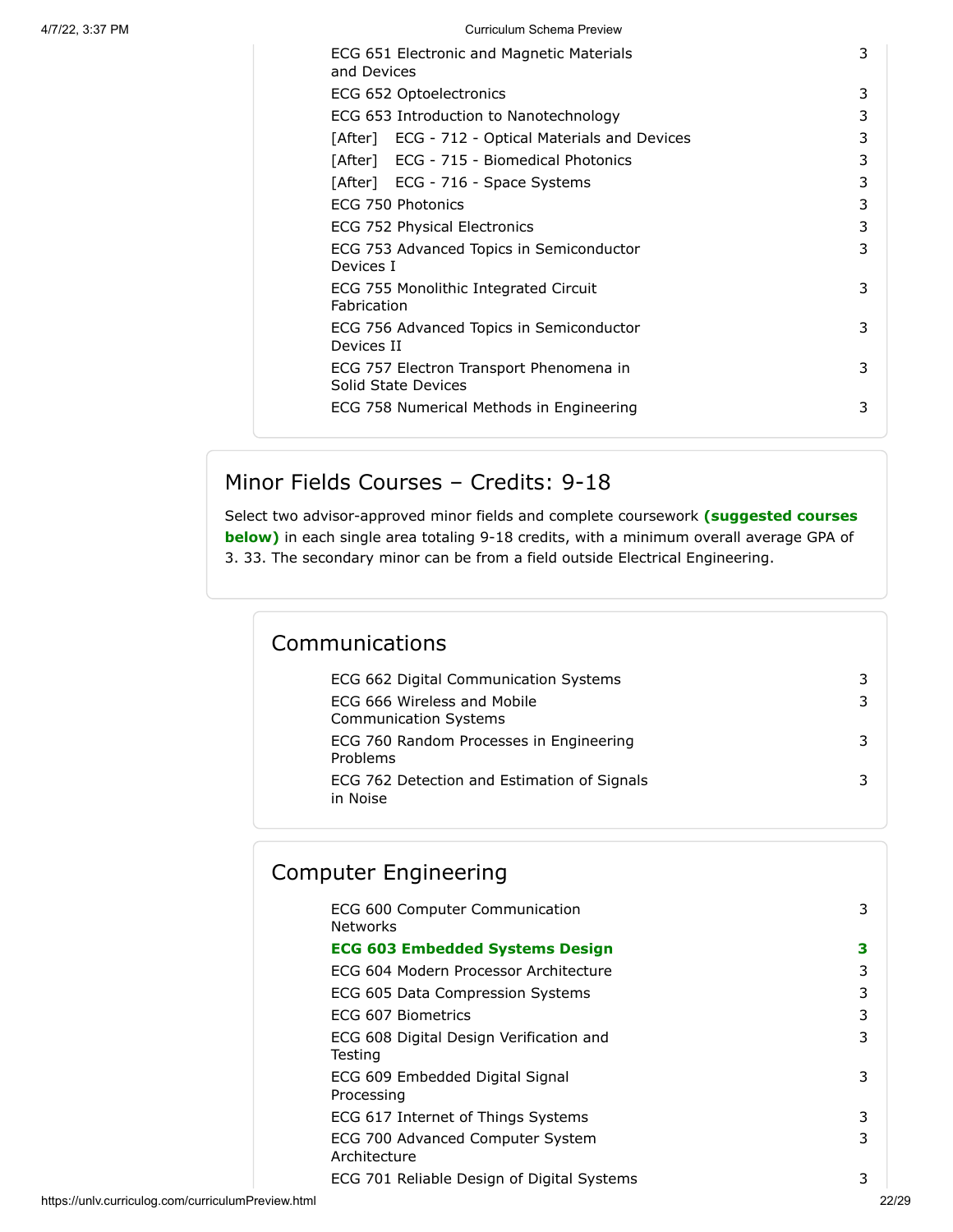| Course | Credits |
| --- | --- |
| ECG 651 Electronic and Magnetic Materials and Devices | 3 |
| ECG 652 Optoelectronics | 3 |
| ECG 653 Introduction to Nanotechnology | 3 |
| [After] ECG - 712 - Optical Materials and Devices | 3 |
| [After] ECG - 715 - Biomedical Photonics | 3 |
| [After] ECG - 716 - Space Systems | 3 |
| ECG 750 Photonics | 3 |
| ECG 752 Physical Electronics | 3 |
| ECG 753 Advanced Topics in Semiconductor Devices I | 3 |
| ECG 755 Monolithic Integrated Circuit Fabrication | 3 |
| ECG 756 Advanced Topics in Semiconductor Devices II | 3 |
| ECG 757 Electron Transport Phenomena in Solid State Devices | 3 |
| ECG 758 Numerical Methods in Engineering | 3 |

## Minor Fields Courses – Credits: 9-18

Select two advisor-approved minor fields and complete coursework **(suggested courses below)** in each single area totaling 9-18 credits, with a minimum overall average GPA of 3. 33. The secondary minor can be from a field outside Electrical Engineering.

### Communications

| Course | Credits |
| --- | --- |
| ECG 662 Digital Communication Systems | 3 |
| ECG 666 Wireless and Mobile Communication Systems | 3 |
| ECG 760 Random Processes in Engineering Problems | 3 |
| ECG 762 Detection and Estimation of Signals in Noise | 3 |

### Computer Engineering

| Course | Credits |
| --- | --- |
| ECG 600 Computer Communication Networks | 3 |
| **ECG 603 Embedded Systems Design** | **3** |
| ECG 604 Modern Processor Architecture | 3 |
| ECG 605 Data Compression Systems | 3 |
| ECG 607 Biometrics | 3 |
| ECG 608 Digital Design Verification and Testing | 3 |
| ECG 609 Embedded Digital Signal Processing | 3 |
| ECG 617 Internet of Things Systems | 3 |
| ECG 700 Advanced Computer System Architecture | 3 |
| ECG 701 Reliable Design of Digital Systems | 3 |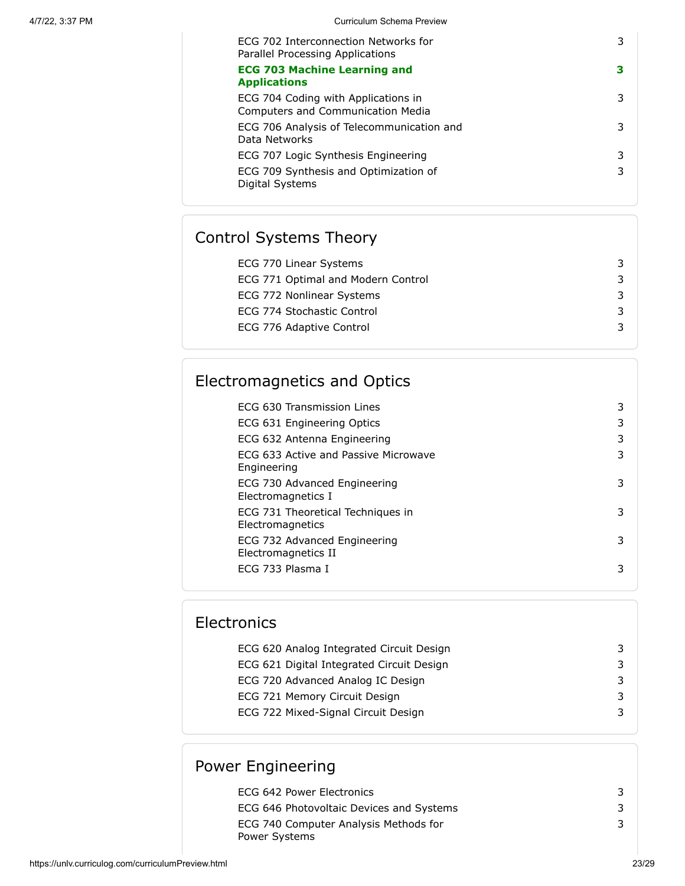| | |
|---|---|
| ECG 702 Interconnection Networks for Parallel Processing Applications | 3 |
| **ECG 703 Machine Learning and Applications** | **3** |
| ECG 704 Coding with Applications in Computers and Communication Media | 3 |
| ECG 706 Analysis of Telecommunication and Data Networks | 3 |
| ECG 707 Logic Synthesis Engineering | 3 |
| ECG 709 Synthesis and Optimization of Digital Systems | 3 |

## Control Systems Theory

| | |
|---|---|
| ECG 770 Linear Systems | 3 |
| ECG 771 Optimal and Modern Control | 3 |
| ECG 772 Nonlinear Systems | 3 |
| ECG 774 Stochastic Control | 3 |
| ECG 776 Adaptive Control | 3 |

## Electromagnetics and Optics

| | |
|---|---|
| ECG 630 Transmission Lines | 3 |
| ECG 631 Engineering Optics | 3 |
| ECG 632 Antenna Engineering | 3 |
| ECG 633 Active and Passive Microwave Engineering | 3 |
| ECG 730 Advanced Engineering Electromagnetics I | 3 |
| ECG 731 Theoretical Techniques in Electromagnetics | 3 |
| ECG 732 Advanced Engineering Electromagnetics II | 3 |
| ECG 733 Plasma I | 3 |

## Electronics

| | |
|---|---|
| ECG 620 Analog Integrated Circuit Design | 3 |
| ECG 621 Digital Integrated Circuit Design | 3 |
| ECG 720 Advanced Analog IC Design | 3 |
| ECG 721 Memory Circuit Design | 3 |
| ECG 722 Mixed-Signal Circuit Design | 3 |

## Power Engineering

| | |
|---|---|
| ECG 642 Power Electronics | 3 |
| ECG 646 Photovoltaic Devices and Systems | 3 |
| ECG 740 Computer Analysis Methods for Power Systems | 3 |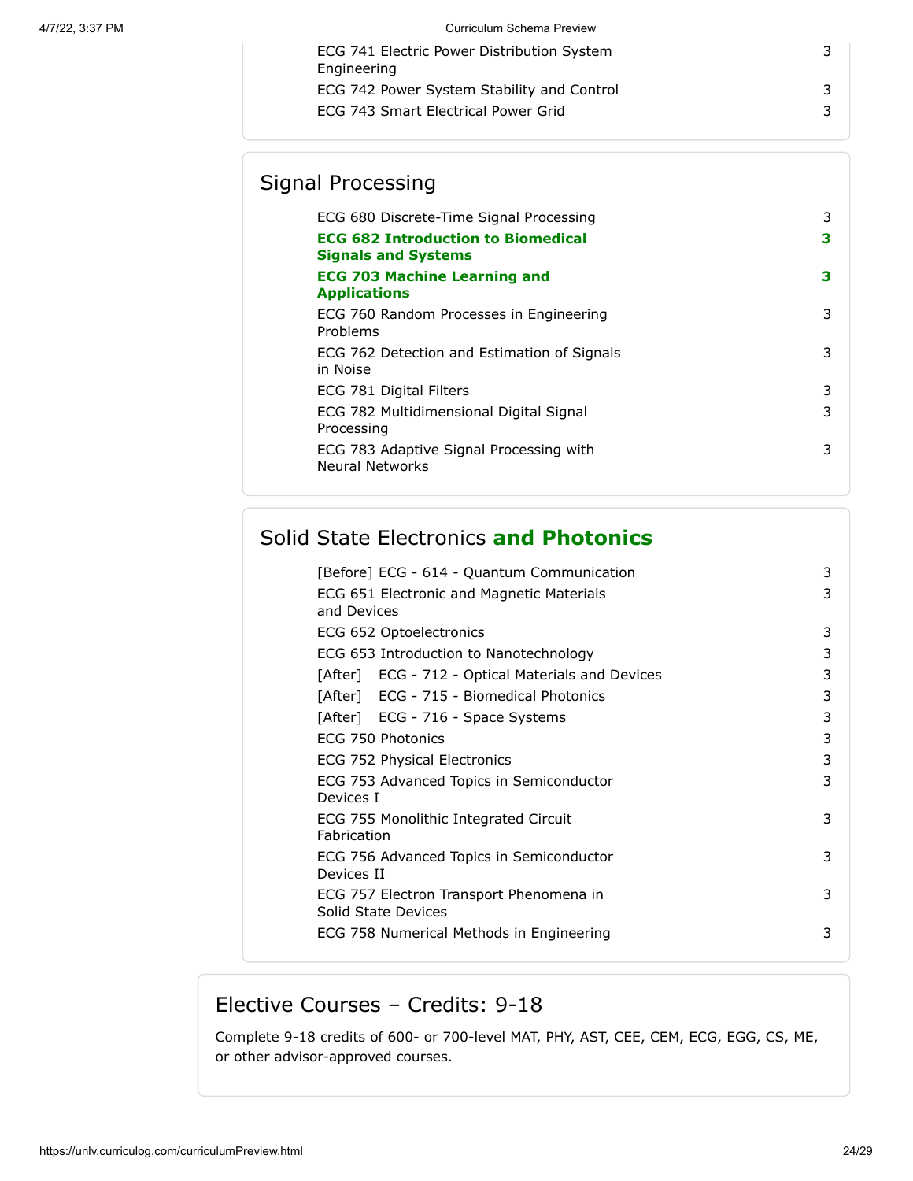| | |
|---|---|
| ECG 741 Electric Power Distribution System Engineering | 3 |
| ECG 742 Power System Stability and Control | 3 |
| ECG 743 Smart Electrical Power Grid | 3 |

## Signal Processing

| | |
|---|---|
| ECG 680 Discrete-Time Signal Processing | 3 |
| **ECG 682 Introduction to Biomedical Signals and Systems** | **3** |
| **ECG 703 Machine Learning and Applications** | **3** |
| ECG 760 Random Processes in Engineering Problems | 3 |
| ECG 762 Detection and Estimation of Signals in Noise | 3 |
| ECG 781 Digital Filters | 3 |
| ECG 782 Multidimensional Digital Signal Processing | 3 |
| ECG 783 Adaptive Signal Processing with Neural Networks | 3 |

## Solid State Electronics **and Photonics**

| | |
|---|---|
| [Before] ECG - 614 - Quantum Communication | 3 |
| ECG 651 Electronic and Magnetic Materials and Devices | 3 |
| ECG 652 Optoelectronics | 3 |
| ECG 653 Introduction to Nanotechnology | 3 |
| [After] ECG - 712 - Optical Materials and Devices | 3 |
| [After] ECG - 715 - Biomedical Photonics | 3 |
| [After] ECG - 716 - Space Systems | 3 |
| ECG 750 Photonics | 3 |
| ECG 752 Physical Electronics | 3 |
| ECG 753 Advanced Topics in Semiconductor Devices I | 3 |
| ECG 755 Monolithic Integrated Circuit Fabrication | 3 |
| ECG 756 Advanced Topics in Semiconductor Devices II | 3 |
| ECG 757 Electron Transport Phenomena in Solid State Devices | 3 |
| ECG 758 Numerical Methods in Engineering | 3 |

## Elective Courses – Credits: 9-18

Complete 9-18 credits of 600- or 700-level MAT, PHY, AST, CEE, CEM, ECG, EGG, CS, ME, or other advisor-approved courses.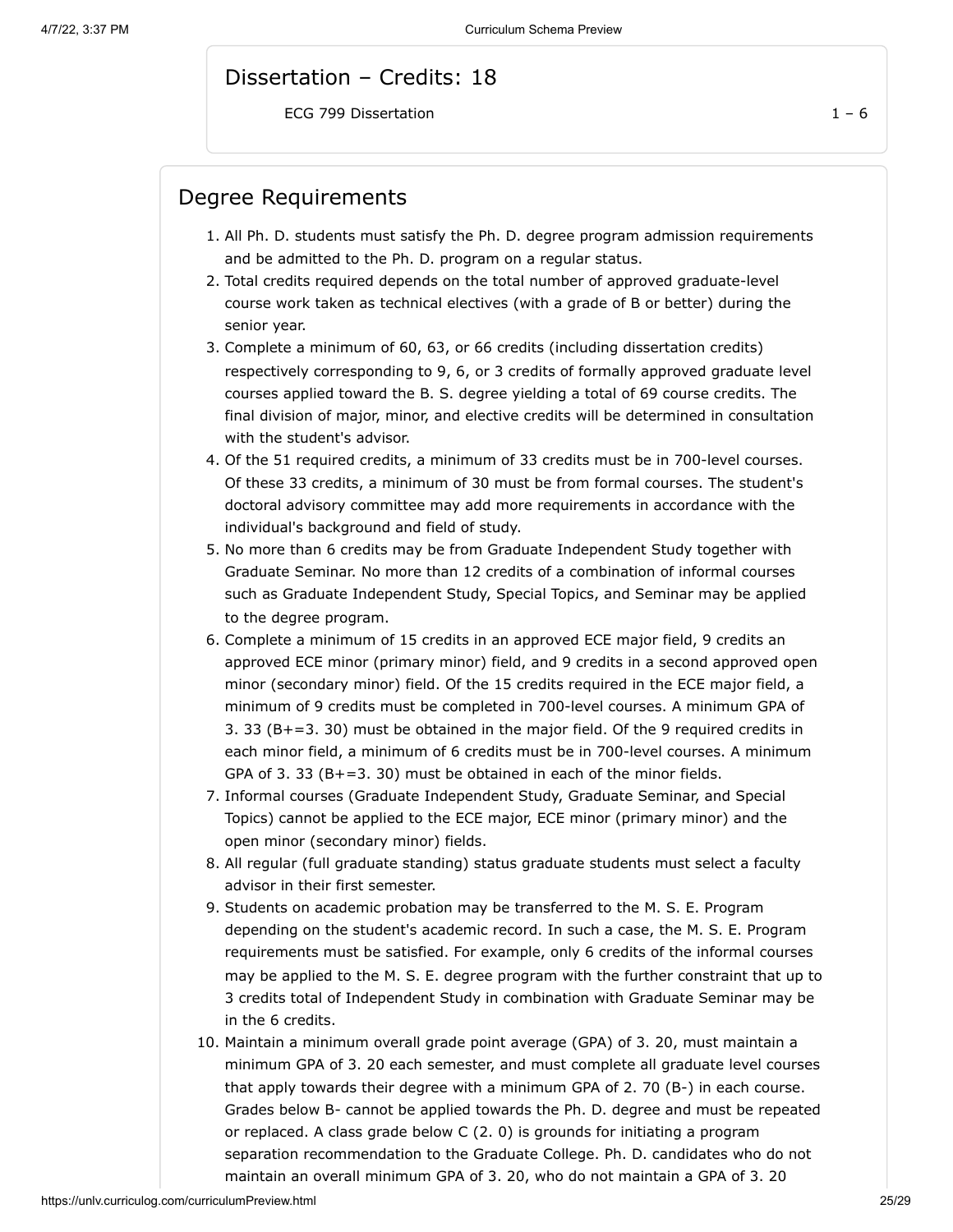## Dissertation – Credits: 18

| | |
|---|---|
| ECG 799 Dissertation | 1 – 6 |

## Degree Requirements

1. All Ph. D. students must satisfy the Ph. D. degree program admission requirements and be admitted to the Ph. D. program on a regular status.
2. Total credits required depends on the total number of approved graduate-level course work taken as technical electives (with a grade of B or better) during the senior year.
3. Complete a minimum of 60, 63, or 66 credits (including dissertation credits) respectively corresponding to 9, 6, or 3 credits of formally approved graduate level courses applied toward the B. S. degree yielding a total of 69 course credits. The final division of major, minor, and elective credits will be determined in consultation with the student's advisor.
4. Of the 51 required credits, a minimum of 33 credits must be in 700-level courses. Of these 33 credits, a minimum of 30 must be from formal courses. The student's doctoral advisory committee may add more requirements in accordance with the individual's background and field of study.
5. No more than 6 credits may be from Graduate Independent Study together with Graduate Seminar. No more than 12 credits of a combination of informal courses such as Graduate Independent Study, Special Topics, and Seminar may be applied to the degree program.
6. Complete a minimum of 15 credits in an approved ECE major field, 9 credits an approved ECE minor (primary minor) field, and 9 credits in a second approved open minor (secondary minor) field. Of the 15 credits required in the ECE major field, a minimum of 9 credits must be completed in 700-level courses. A minimum GPA of 3. 33 (B+=3. 30) must be obtained in the major field. Of the 9 required credits in each minor field, a minimum of 6 credits must be in 700-level courses. A minimum GPA of 3. 33 (B+=3. 30) must be obtained in each of the minor fields.
7. Informal courses (Graduate Independent Study, Graduate Seminar, and Special Topics) cannot be applied to the ECE major, ECE minor (primary minor) and the open minor (secondary minor) fields.
8. All regular (full graduate standing) status graduate students must select a faculty advisor in their first semester.
9. Students on academic probation may be transferred to the M. S. E. Program depending on the student's academic record. In such a case, the M. S. E. Program requirements must be satisfied. For example, only 6 credits of the informal courses may be applied to the M. S. E. degree program with the further constraint that up to 3 credits total of Independent Study in combination with Graduate Seminar may be in the 6 credits.
10. Maintain a minimum overall grade point average (GPA) of 3. 20, must maintain a minimum GPA of 3. 20 each semester, and must complete all graduate level courses that apply towards their degree with a minimum GPA of 2. 70 (B-) in each course. Grades below B- cannot be applied towards the Ph. D. degree and must be repeated or replaced. A class grade below C (2. 0) is grounds for initiating a program separation recommendation to the Graduate College. Ph. D. candidates who do not maintain an overall minimum GPA of 3. 20, who do not maintain a GPA of 3. 20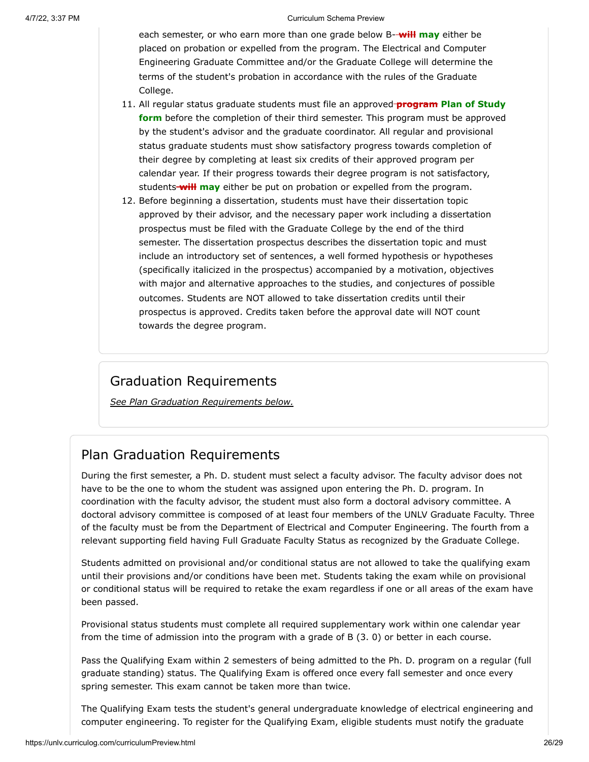each semester, or who earn more than one grade below B- ~~will~~ **may** either be placed on probation or expelled from the program. The Electrical and Computer Engineering Graduate Committee and/or the Graduate College will determine the terms of the student's probation in accordance with the rules of the Graduate College.

11. All regular status graduate students must file an approved ~~program~~ **Plan of Study form** before the completion of their third semester. This program must be approved by the student's advisor and the graduate coordinator. All regular and provisional status graduate students must show satisfactory progress towards completion of their degree by completing at least six credits of their approved program per calendar year. If their progress towards their degree program is not satisfactory, students ~~will~~ **may** either be put on probation or expelled from the program.
12. Before beginning a dissertation, students must have their dissertation topic approved by their advisor, and the necessary paper work including a dissertation prospectus must be filed with the Graduate College by the end of the third semester. The dissertation prospectus describes the dissertation topic and must include an introductory set of sentences, a well formed hypothesis or hypotheses (specifically italicized in the prospectus) accompanied by a motivation, objectives with major and alternative approaches to the studies, and conjectures of possible outcomes. Students are NOT allowed to take dissertation credits until their prospectus is approved. Credits taken before the approval date will NOT count towards the degree program.

## Graduation Requirements

*See Plan Graduation Requirements below.*

## Plan Graduation Requirements

During the first semester, a Ph. D. student must select a faculty advisor. The faculty advisor does not have to be the one to whom the student was assigned upon entering the Ph. D. program. In coordination with the faculty advisor, the student must also form a doctoral advisory committee. A doctoral advisory committee is composed of at least four members of the UNLV Graduate Faculty. Three of the faculty must be from the Department of Electrical and Computer Engineering. The fourth from a relevant supporting field having Full Graduate Faculty Status as recognized by the Graduate College.

Students admitted on provisional and/or conditional status are not allowed to take the qualifying exam until their provisions and/or conditions have been met. Students taking the exam while on provisional or conditional status will be required to retake the exam regardless if one or all areas of the exam have been passed.

Provisional status students must complete all required supplementary work within one calendar year from the time of admission into the program with a grade of B (3. 0) or better in each course.

Pass the Qualifying Exam within 2 semesters of being admitted to the Ph. D. program on a regular (full graduate standing) status. The Qualifying Exam is offered once every fall semester and once every spring semester. This exam cannot be taken more than twice.

The Qualifying Exam tests the student's general undergraduate knowledge of electrical engineering and computer engineering. To register for the Qualifying Exam, eligible students must notify the graduate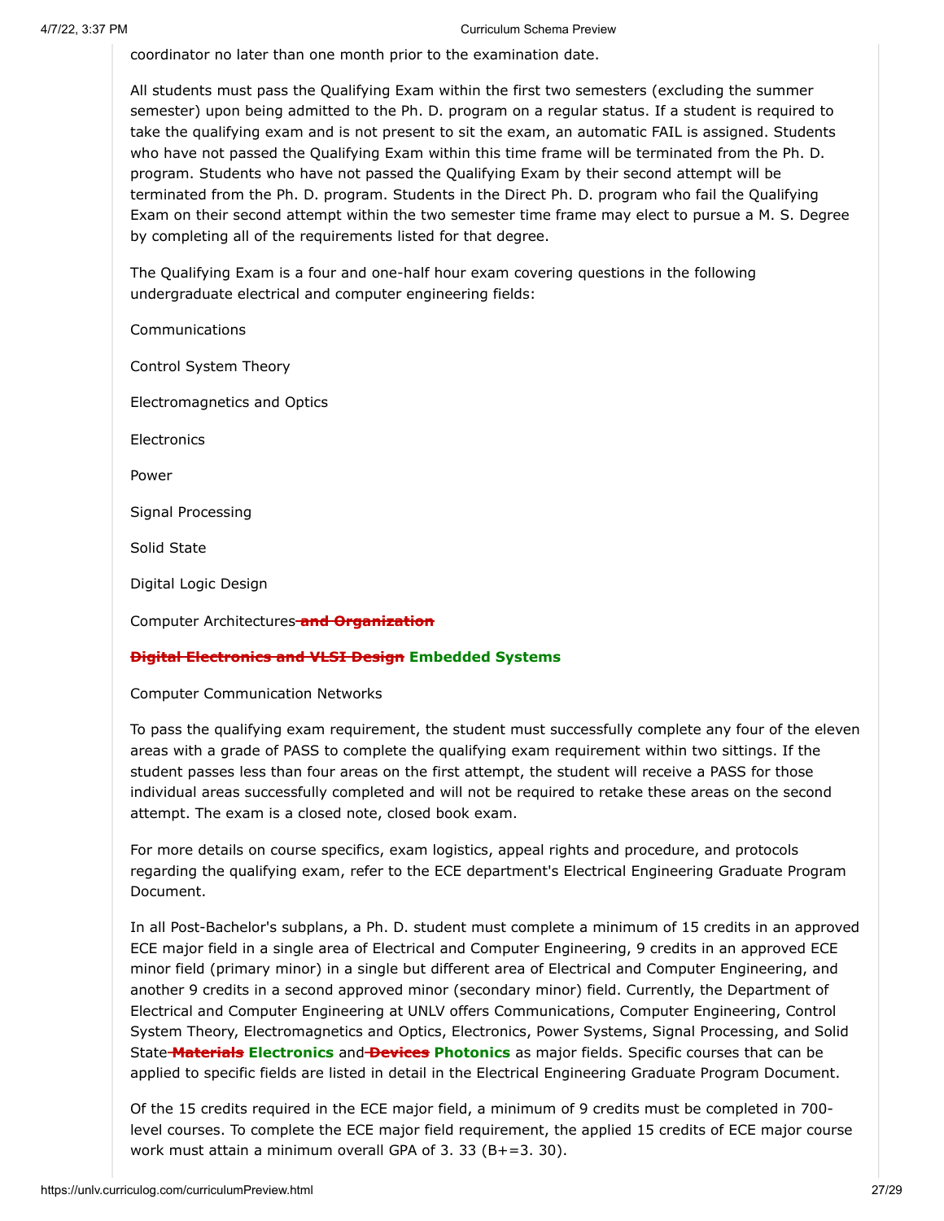coordinator no later than one month prior to the examination date.

All students must pass the Qualifying Exam within the first two semesters (excluding the summer semester) upon being admitted to the Ph. D. program on a regular status. If a student is required to take the qualifying exam and is not present to sit the exam, an automatic FAIL is assigned. Students who have not passed the Qualifying Exam within this time frame will be terminated from the Ph. D. program. Students who have not passed the Qualifying Exam by their second attempt will be terminated from the Ph. D. program. Students in the Direct Ph. D. program who fail the Qualifying Exam on their second attempt within the two semester time frame may elect to pursue a M. S. Degree by completing all of the requirements listed for that degree.

The Qualifying Exam is a four and one-half hour exam covering questions in the following undergraduate electrical and computer engineering fields:

Communications

Control System Theory

Electromagnetics and Optics

Electronics

Power

Signal Processing

Solid State

Digital Logic Design

Computer Architectures ~~**and Organization**~~

~~**Digital Electronics and VLSI Design**~~ **Embedded Systems**

Computer Communication Networks

To pass the qualifying exam requirement, the student must successfully complete any four of the eleven areas with a grade of PASS to complete the qualifying exam requirement within two sittings. If the student passes less than four areas on the first attempt, the student will receive a PASS for those individual areas successfully completed and will not be required to retake these areas on the second attempt. The exam is a closed note, closed book exam.

For more details on course specifics, exam logistics, appeal rights and procedure, and protocols regarding the qualifying exam, refer to the ECE department's Electrical Engineering Graduate Program Document.

In all Post-Bachelor's subplans, a Ph. D. student must complete a minimum of 15 credits in an approved ECE major field in a single area of Electrical and Computer Engineering, 9 credits in an approved ECE minor field (primary minor) in a single but different area of Electrical and Computer Engineering, and another 9 credits in a second approved minor (secondary minor) field. Currently, the Department of Electrical and Computer Engineering at UNLV offers Communications, Computer Engineering, Control System Theory, Electromagnetics and Optics, Electronics, Power Systems, Signal Processing, and Solid State ~~**Materials**~~ **Electronics** and ~~**Devices**~~ **Photonics** as major fields. Specific courses that can be applied to specific fields are listed in detail in the Electrical Engineering Graduate Program Document.

Of the 15 credits required in the ECE major field, a minimum of 9 credits must be completed in 700-level courses. To complete the ECE major field requirement, the applied 15 credits of ECE major course work must attain a minimum overall GPA of 3. 33 (B+=3. 30).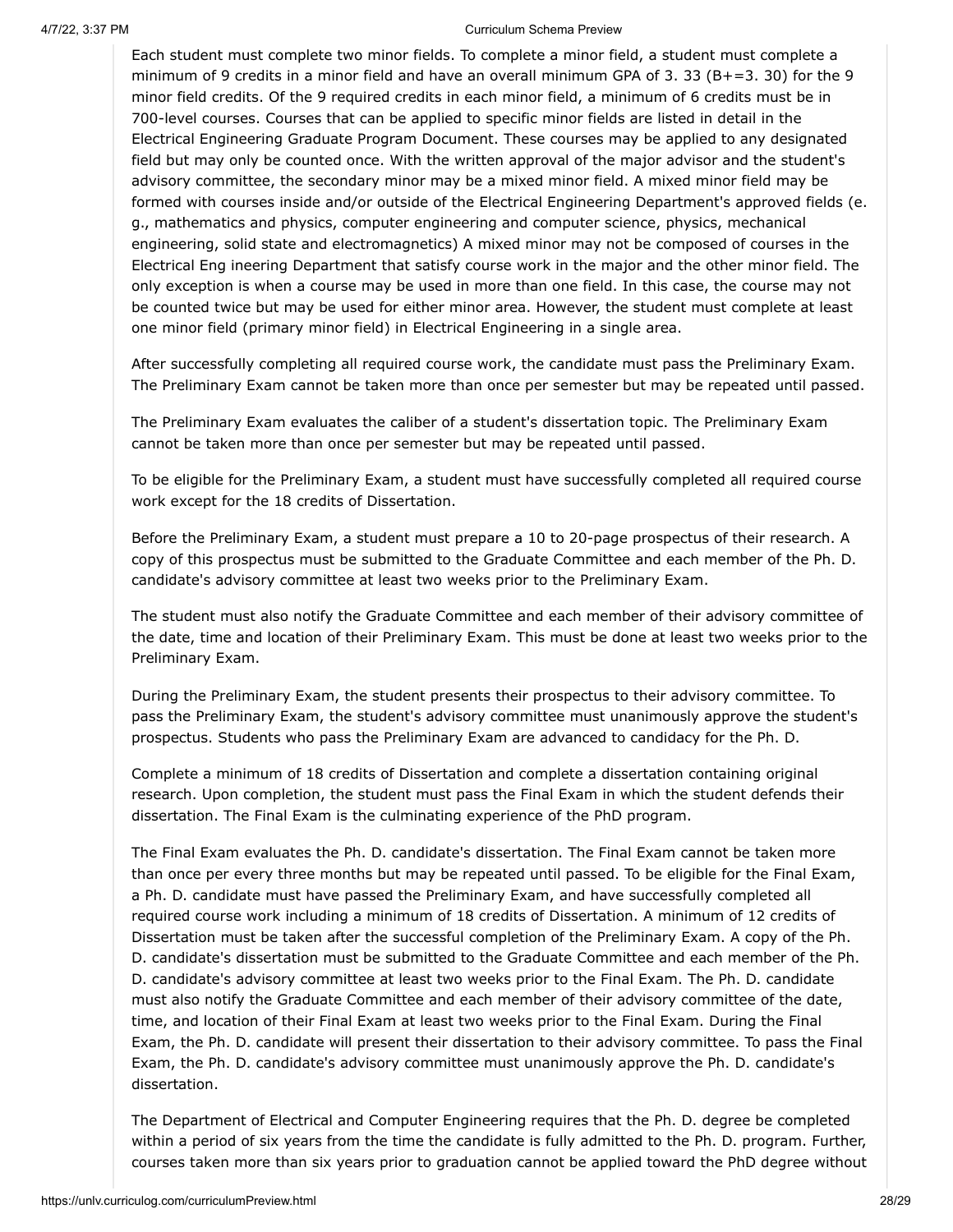Each student must complete two minor fields. To complete a minor field, a student must complete a minimum of 9 credits in a minor field and have an overall minimum GPA of 3. 33 (B+=3. 30) for the 9 minor field credits. Of the 9 required credits in each minor field, a minimum of 6 credits must be in 700-level courses. Courses that can be applied to specific minor fields are listed in detail in the Electrical Engineering Graduate Program Document. These courses may be applied to any designated field but may only be counted once. With the written approval of the major advisor and the student's advisory committee, the secondary minor may be a mixed minor field. A mixed minor field may be formed with courses inside and/or outside of the Electrical Engineering Department's approved fields (e. g., mathematics and physics, computer engineering and computer science, physics, mechanical engineering, solid state and electromagnetics) A mixed minor may not be composed of courses in the Electrical Eng ineering Department that satisfy course work in the major and the other minor field. The only exception is when a course may be used in more than one field. In this case, the course may not be counted twice but may be used for either minor area. However, the student must complete at least one minor field (primary minor field) in Electrical Engineering in a single area.

After successfully completing all required course work, the candidate must pass the Preliminary Exam. The Preliminary Exam cannot be taken more than once per semester but may be repeated until passed.

The Preliminary Exam evaluates the caliber of a student's dissertation topic. The Preliminary Exam cannot be taken more than once per semester but may be repeated until passed.

To be eligible for the Preliminary Exam, a student must have successfully completed all required course work except for the 18 credits of Dissertation.

Before the Preliminary Exam, a student must prepare a 10 to 20-page prospectus of their research. A copy of this prospectus must be submitted to the Graduate Committee and each member of the Ph. D. candidate's advisory committee at least two weeks prior to the Preliminary Exam.

The student must also notify the Graduate Committee and each member of their advisory committee of the date, time and location of their Preliminary Exam. This must be done at least two weeks prior to the Preliminary Exam.

During the Preliminary Exam, the student presents their prospectus to their advisory committee. To pass the Preliminary Exam, the student's advisory committee must unanimously approve the student's prospectus. Students who pass the Preliminary Exam are advanced to candidacy for the Ph. D.

Complete a minimum of 18 credits of Dissertation and complete a dissertation containing original research. Upon completion, the student must pass the Final Exam in which the student defends their dissertation. The Final Exam is the culminating experience of the PhD program.

The Final Exam evaluates the Ph. D. candidate's dissertation. The Final Exam cannot be taken more than once per every three months but may be repeated until passed. To be eligible for the Final Exam, a Ph. D. candidate must have passed the Preliminary Exam, and have successfully completed all required course work including a minimum of 18 credits of Dissertation. A minimum of 12 credits of Dissertation must be taken after the successful completion of the Preliminary Exam. A copy of the Ph. D. candidate's dissertation must be submitted to the Graduate Committee and each member of the Ph. D. candidate's advisory committee at least two weeks prior to the Final Exam. The Ph. D. candidate must also notify the Graduate Committee and each member of their advisory committee of the date, time, and location of their Final Exam at least two weeks prior to the Final Exam. During the Final Exam, the Ph. D. candidate will present their dissertation to their advisory committee. To pass the Final Exam, the Ph. D. candidate's advisory committee must unanimously approve the Ph. D. candidate's dissertation.

The Department of Electrical and Computer Engineering requires that the Ph. D. degree be completed within a period of six years from the time the candidate is fully admitted to the Ph. D. program. Further, courses taken more than six years prior to graduation cannot be applied toward the PhD degree without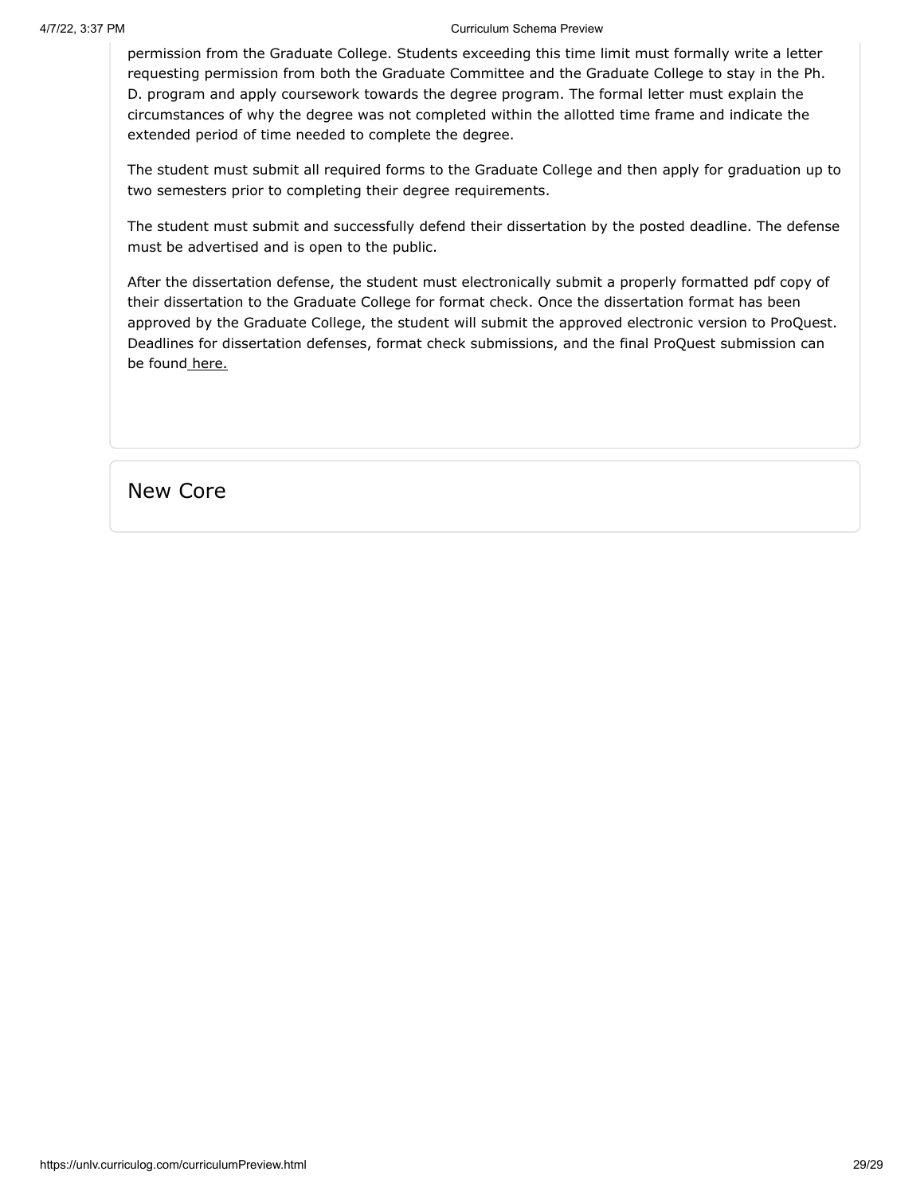permission from the Graduate College. Students exceeding this time limit must formally write a letter requesting permission from both the Graduate Committee and the Graduate College to stay in the Ph. D. program and apply coursework towards the degree program. The formal letter must explain the circumstances of why the degree was not completed within the allotted time frame and indicate the extended period of time needed to complete the degree.

The student must submit all required forms to the Graduate College and then apply for graduation up to two semesters prior to completing their degree requirements.

The student must submit and successfully defend their dissertation by the posted deadline. The defense must be advertised and is open to the public.

After the dissertation defense, the student must electronically submit a properly formatted pdf copy of their dissertation to the Graduate College for format check. Once the dissertation format has been approved by the Graduate College, the student will submit the approved electronic version to ProQuest. Deadlines for dissertation defenses, format check submissions, and the final ProQuest submission can be found here.

## New Core